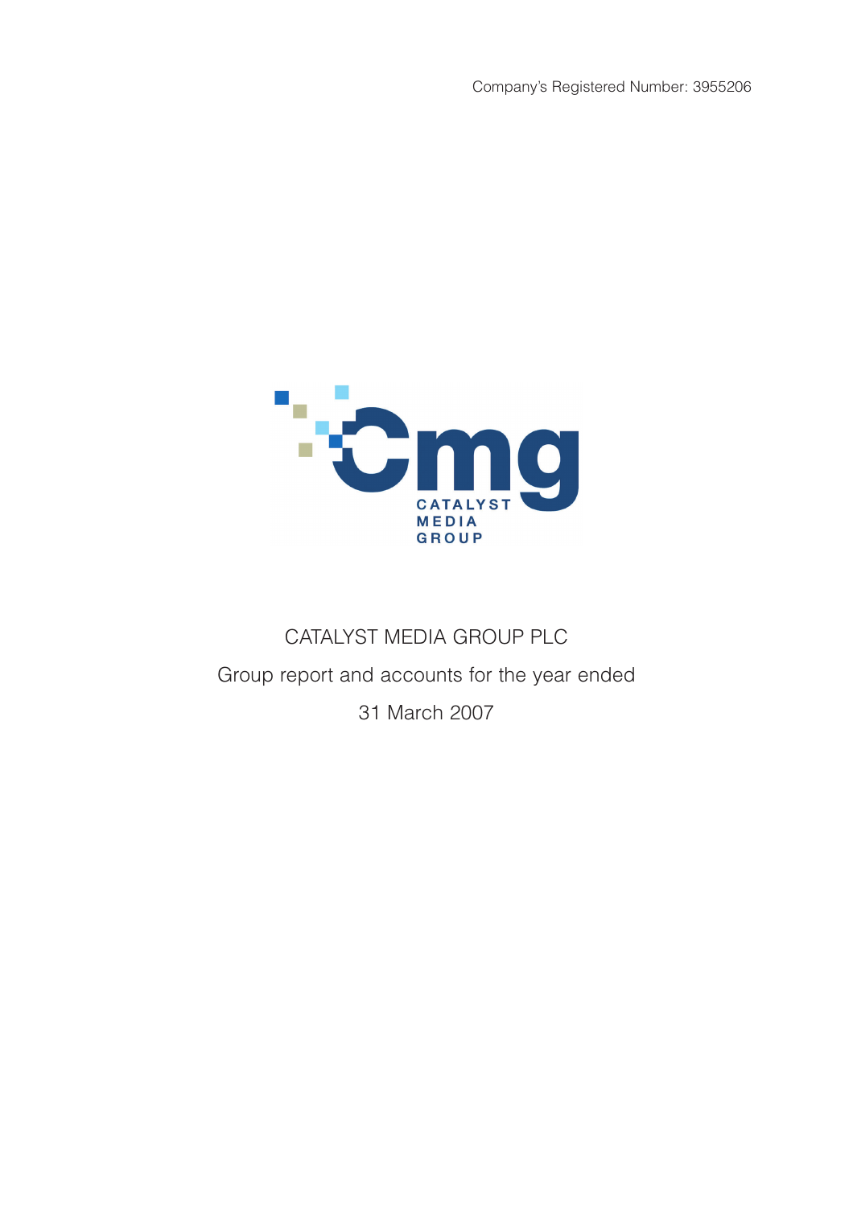Company's Registered Number: 3955206

CATALYST MEDIA GROUP

# CATALYST MEDIA GROUP PLC

Group report and accounts for the year ended

31 March 2007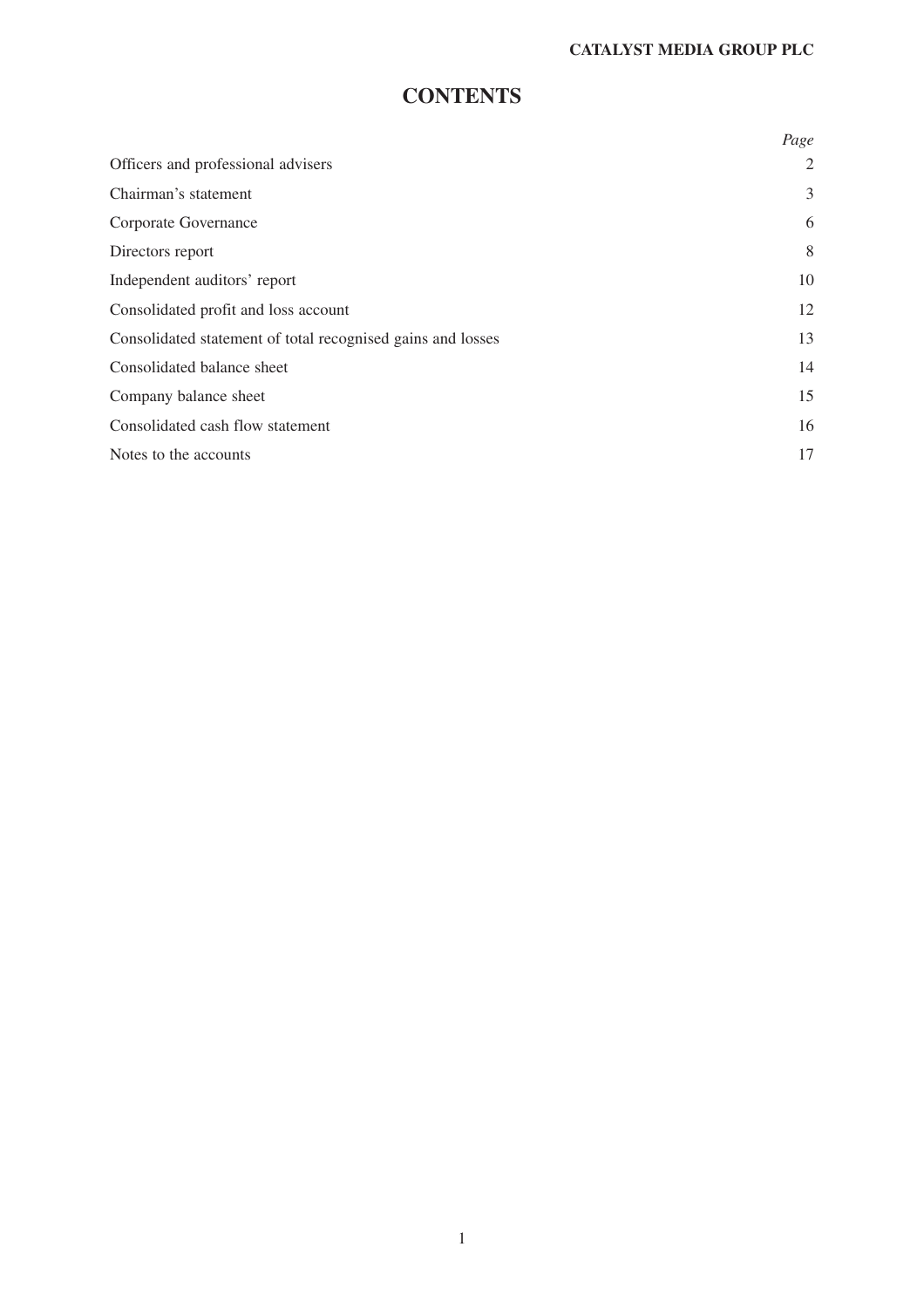# CONTENTS

| | *Page* |
|---|---|
| Officers and professional advisers | 2 |
| Chairman's statement | 3 |
| Corporate Governance | 6 |
| Directors report | 8 |
| Independent auditors' report | 10 |
| Consolidated profit and loss account | 12 |
| Consolidated statement of total recognised gains and losses | 13 |
| Consolidated balance sheet | 14 |
| Company balance sheet | 15 |
| Consolidated cash flow statement | 16 |
| Notes to the accounts | 17 |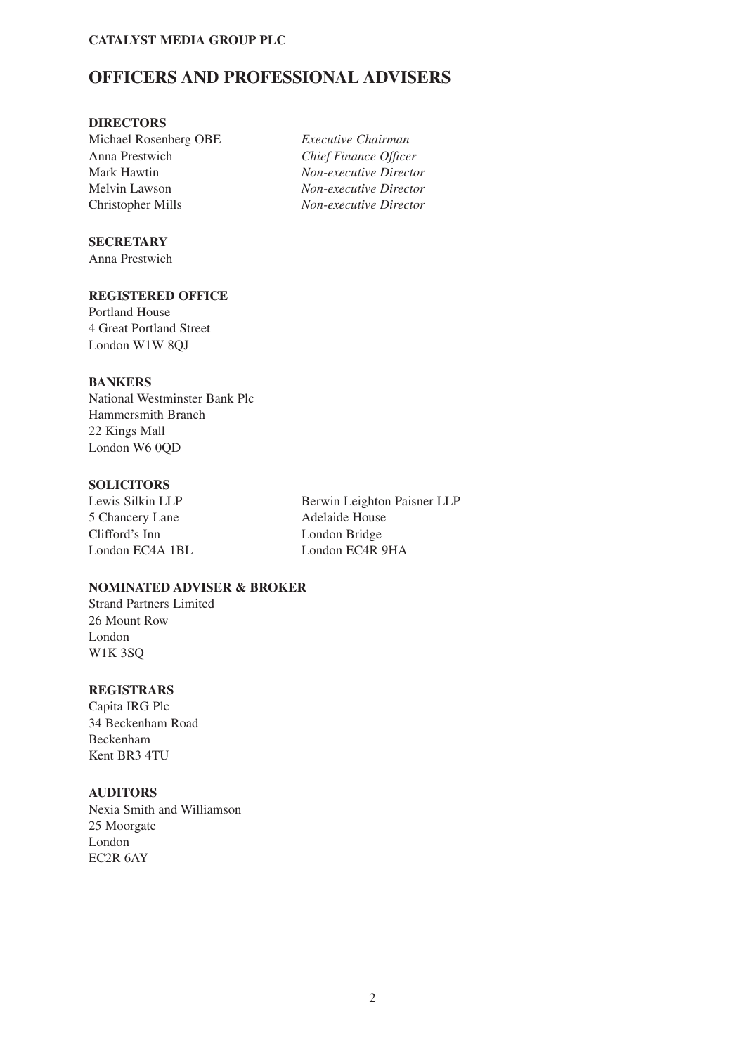**CATALYST MEDIA GROUP PLC**

# OFFICERS AND PROFESSIONAL ADVISERS

### DIRECTORS

| | |
|---|---|
| Michael Rosenberg OBE | *Executive Chairman* |
| Anna Prestwich | *Chief Finance Officer* |
| Mark Hawtin | *Non-executive Director* |
| Melvin Lawson | *Non-executive Director* |
| Christopher Mills | *Non-executive Director* |

### SECRETARY

Anna Prestwich

### REGISTERED OFFICE

Portland House
4 Great Portland Street
London W1W 8QJ

### BANKERS

National Westminster Bank Plc
Hammersmith Branch
22 Kings Mall
London W6 0QD

### SOLICITORS

Lewis Silkin LLP
5 Chancery Lane
Clifford's Inn
London EC4A 1BL

Berwin Leighton Paisner LLP
Adelaide House
London Bridge
London EC4R 9HA

### NOMINATED ADVISER & BROKER

Strand Partners Limited
26 Mount Row
London
W1K 3SQ

### REGISTRARS

Capita IRG Plc
34 Beckenham Road
Beckenham
Kent BR3 4TU

### AUDITORS

Nexia Smith and Williamson
25 Moorgate
London
EC2R 6AY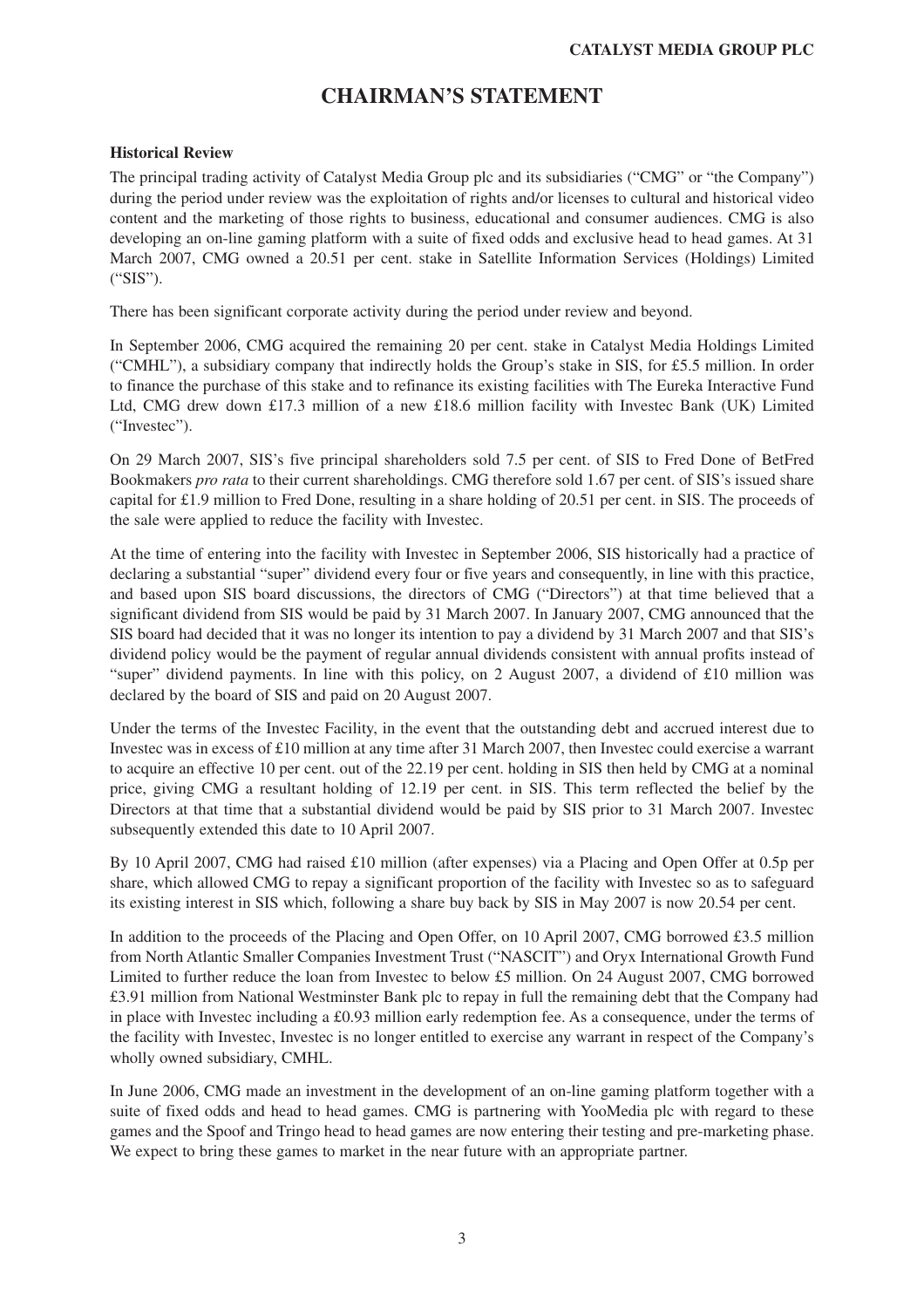# CHAIRMAN'S STATEMENT

**Historical Review**

The principal trading activity of Catalyst Media Group plc and its subsidiaries ("CMG" or "the Company") during the period under review was the exploitation of rights and/or licenses to cultural and historical video content and the marketing of those rights to business, educational and consumer audiences. CMG is also developing an on-line gaming platform with a suite of fixed odds and exclusive head to head games. At 31 March 2007, CMG owned a 20.51 per cent. stake in Satellite Information Services (Holdings) Limited ("SIS").

There has been significant corporate activity during the period under review and beyond.

In September 2006, CMG acquired the remaining 20 per cent. stake in Catalyst Media Holdings Limited ("CMHL"), a subsidiary company that indirectly holds the Group's stake in SIS, for £5.5 million. In order to finance the purchase of this stake and to refinance its existing facilities with The Eureka Interactive Fund Ltd, CMG drew down £17.3 million of a new £18.6 million facility with Investec Bank (UK) Limited ("Investec").

On 29 March 2007, SIS's five principal shareholders sold 7.5 per cent. of SIS to Fred Done of BetFred Bookmakers *pro rata* to their current shareholdings. CMG therefore sold 1.67 per cent. of SIS's issued share capital for £1.9 million to Fred Done, resulting in a share holding of 20.51 per cent. in SIS. The proceeds of the sale were applied to reduce the facility with Investec.

At the time of entering into the facility with Investec in September 2006, SIS historically had a practice of declaring a substantial "super" dividend every four or five years and consequently, in line with this practice, and based upon SIS board discussions, the directors of CMG ("Directors") at that time believed that a significant dividend from SIS would be paid by 31 March 2007. In January 2007, CMG announced that the SIS board had decided that it was no longer its intention to pay a dividend by 31 March 2007 and that SIS's dividend policy would be the payment of regular annual dividends consistent with annual profits instead of "super" dividend payments. In line with this policy, on 2 August 2007, a dividend of £10 million was declared by the board of SIS and paid on 20 August 2007.

Under the terms of the Investec Facility, in the event that the outstanding debt and accrued interest due to Investec was in excess of £10 million at any time after 31 March 2007, then Investec could exercise a warrant to acquire an effective 10 per cent. out of the 22.19 per cent. holding in SIS then held by CMG at a nominal price, giving CMG a resultant holding of 12.19 per cent. in SIS. This term reflected the belief by the Directors at that time that a substantial dividend would be paid by SIS prior to 31 March 2007. Investec subsequently extended this date to 10 April 2007.

By 10 April 2007, CMG had raised £10 million (after expenses) via a Placing and Open Offer at 0.5p per share, which allowed CMG to repay a significant proportion of the facility with Investec so as to safeguard its existing interest in SIS which, following a share buy back by SIS in May 2007 is now 20.54 per cent.

In addition to the proceeds of the Placing and Open Offer, on 10 April 2007, CMG borrowed £3.5 million from North Atlantic Smaller Companies Investment Trust ("NASCIT") and Oryx International Growth Fund Limited to further reduce the loan from Investec to below £5 million. On 24 August 2007, CMG borrowed £3.91 million from National Westminster Bank plc to repay in full the remaining debt that the Company had in place with Investec including a £0.93 million early redemption fee. As a consequence, under the terms of the facility with Investec, Investec is no longer entitled to exercise any warrant in respect of the Company's wholly owned subsidiary, CMHL.

In June 2006, CMG made an investment in the development of an on-line gaming platform together with a suite of fixed odds and head to head games. CMG is partnering with YooMedia plc with regard to these games and the Spoof and Tringo head to head games are now entering their testing and pre-marketing phase. We expect to bring these games to market in the near future with an appropriate partner.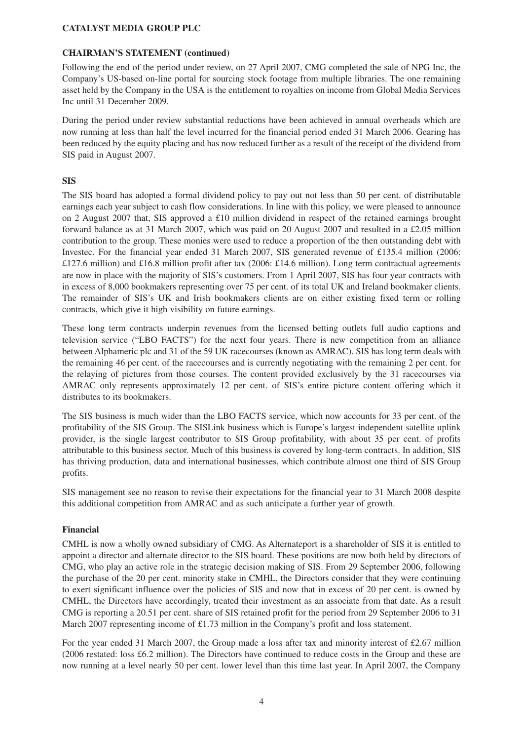## CHAIRMAN'S STATEMENT (continued)

Following the end of the period under review, on 27 April 2007, CMG completed the sale of NPG Inc, the Company's US-based on-line portal for sourcing stock footage from multiple libraries. The one remaining asset held by the Company in the USA is the entitlement to royalties on income from Global Media Services Inc until 31 December 2009.

During the period under review substantial reductions have been achieved in annual overheads which are now running at less than half the level incurred for the financial period ended 31 March 2006. Gearing has been reduced by the equity placing and has now reduced further as a result of the receipt of the dividend from SIS paid in August 2007.

### SIS

The SIS board has adopted a formal dividend policy to pay out not less than 50 per cent. of distributable earnings each year subject to cash flow considerations. In line with this policy, we were pleased to announce on 2 August 2007 that, SIS approved a £10 million dividend in respect of the retained earnings brought forward balance as at 31 March 2007, which was paid on 20 August 2007 and resulted in a £2.05 million contribution to the group. These monies were used to reduce a proportion of the then outstanding debt with Investec. For the financial year ended 31 March 2007, SIS generated revenue of £135.4 million (2006: £127.6 million) and £16.8 million profit after tax (2006: £14.6 million). Long term contractual agreements are now in place with the majority of SIS's customers. From 1 April 2007, SIS has four year contracts with in excess of 8,000 bookmakers representing over 75 per cent. of its total UK and Ireland bookmaker clients. The remainder of SIS's UK and Irish bookmakers clients are on either existing fixed term or rolling contracts, which give it high visibility on future earnings.

These long term contracts underpin revenues from the licensed betting outlets full audio captions and television service ("LBO FACTS") for the next four years. There is new competition from an alliance between Alphameric plc and 31 of the 59 UK racecourses (known as AMRAC). SIS has long term deals with the remaining 46 per cent. of the racecourses and is currently negotiating with the remaining 2 per cent. for the relaying of pictures from those courses. The content provided exclusively by the 31 racecourses via AMRAC only represents approximately 12 per cent. of SIS's entire picture content offering which it distributes to its bookmakers.

The SIS business is much wider than the LBO FACTS service, which now accounts for 33 per cent. of the profitability of the SIS Group. The SISLink business which is Europe's largest independent satellite uplink provider, is the single largest contributor to SIS Group profitability, with about 35 per cent. of profits attributable to this business sector. Much of this business is covered by long-term contracts. In addition, SIS has thriving production, data and international businesses, which contribute almost one third of SIS Group profits.

SIS management see no reason to revise their expectations for the financial year to 31 March 2008 despite this additional competition from AMRAC and as such anticipate a further year of growth.

### Financial

CMHL is now a wholly owned subsidiary of CMG. As Alternateport is a shareholder of SIS it is entitled to appoint a director and alternate director to the SIS board. These positions are now both held by directors of CMG, who play an active role in the strategic decision making of SIS. From 29 September 2006, following the purchase of the 20 per cent. minority stake in CMHL, the Directors consider that they were continuing to exert significant influence over the policies of SIS and now that in excess of 20 per cent. is owned by CMHL, the Directors have accordingly, treated their investment as an associate from that date. As a result CMG is reporting a 20.51 per cent. share of SIS retained profit for the period from 29 September 2006 to 31 March 2007 representing income of £1.73 million in the Company's profit and loss statement.

For the year ended 31 March 2007, the Group made a loss after tax and minority interest of £2.67 million (2006 restated: loss £6.2 million). The Directors have continued to reduce costs in the Group and these are now running at a level nearly 50 per cent. lower level than this time last year. In April 2007, the Company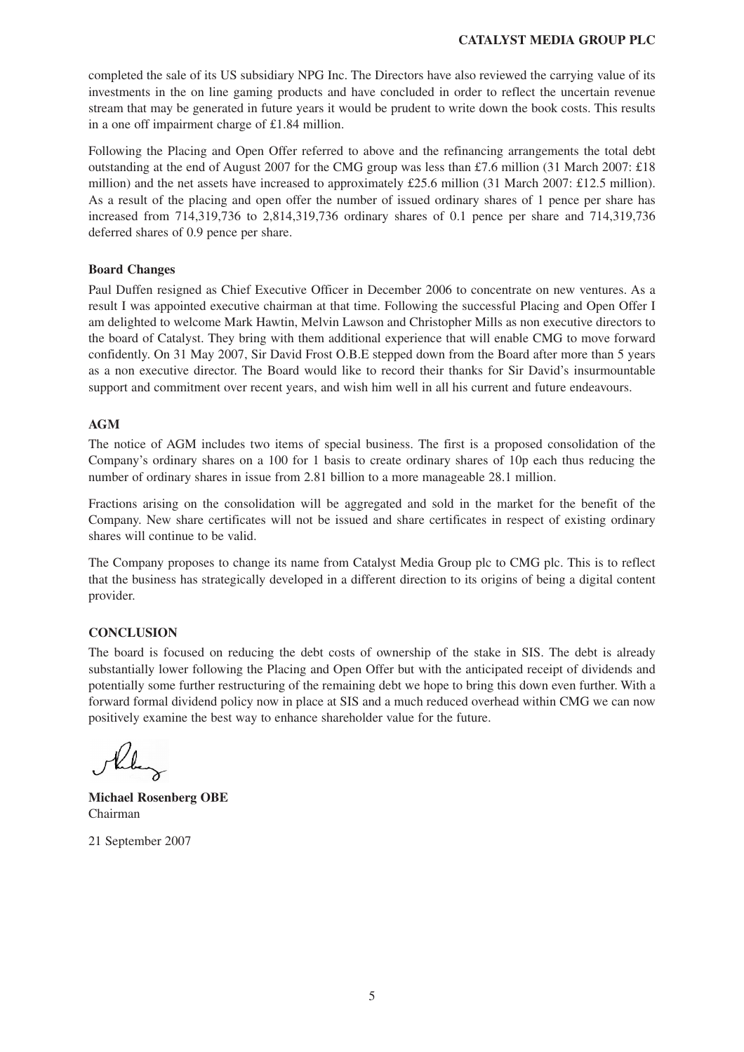completed the sale of its US subsidiary NPG Inc. The Directors have also reviewed the carrying value of its investments in the on line gaming products and have concluded in order to reflect the uncertain revenue stream that may be generated in future years it would be prudent to write down the book costs. This results in a one off impairment charge of £1.84 million.

Following the Placing and Open Offer referred to above and the refinancing arrangements the total debt outstanding at the end of August 2007 for the CMG group was less than £7.6 million (31 March 2007: £18 million) and the net assets have increased to approximately £25.6 million (31 March 2007: £12.5 million). As a result of the placing and open offer the number of issued ordinary shares of 1 pence per share has increased from 714,319,736 to 2,814,319,736 ordinary shares of 0.1 pence per share and 714,319,736 deferred shares of 0.9 pence per share.

**Board Changes**

Paul Duffen resigned as Chief Executive Officer in December 2006 to concentrate on new ventures. As a result I was appointed executive chairman at that time. Following the successful Placing and Open Offer I am delighted to welcome Mark Hawtin, Melvin Lawson and Christopher Mills as non executive directors to the board of Catalyst. They bring with them additional experience that will enable CMG to move forward confidently. On 31 May 2007, Sir David Frost O.B.E stepped down from the Board after more than 5 years as a non executive director. The Board would like to record their thanks for Sir David's insurmountable support and commitment over recent years, and wish him well in all his current and future endeavours.

**AGM**

The notice of AGM includes two items of special business. The first is a proposed consolidation of the Company's ordinary shares on a 100 for 1 basis to create ordinary shares of 10p each thus reducing the number of ordinary shares in issue from 2.81 billion to a more manageable 28.1 million.

Fractions arising on the consolidation will be aggregated and sold in the market for the benefit of the Company. New share certificates will not be issued and share certificates in respect of existing ordinary shares will continue to be valid.

The Company proposes to change its name from Catalyst Media Group plc to CMG plc. This is to reflect that the business has strategically developed in a different direction to its origins of being a digital content provider.

**CONCLUSION**

The board is focused on reducing the debt costs of ownership of the stake in SIS. The debt is already substantially lower following the Placing and Open Offer but with the anticipated receipt of dividends and potentially some further restructuring of the remaining debt we hope to bring this down even further. With a forward formal dividend policy now in place at SIS and a much reduced overhead within CMG we can now positively examine the best way to enhance shareholder value for the future.

**Michael Rosenberg OBE**
Chairman

21 September 2007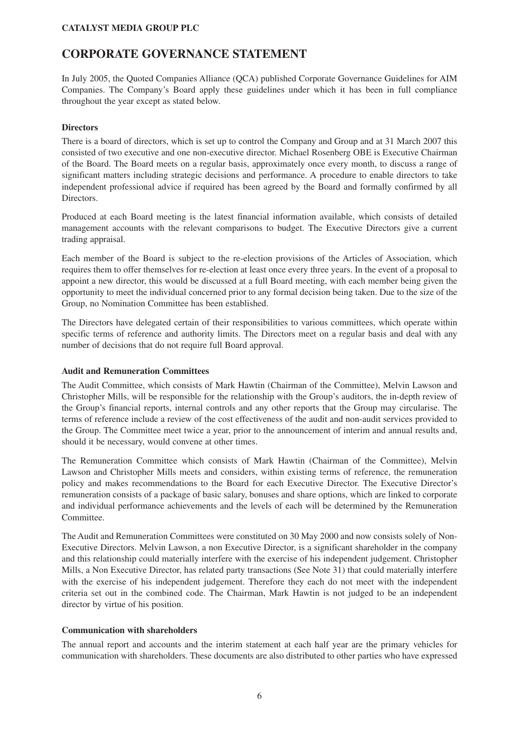# CORPORATE GOVERNANCE STATEMENT

In July 2005, the Quoted Companies Alliance (QCA) published Corporate Governance Guidelines for AIM Companies. The Company's Board apply these guidelines under which it has been in full compliance throughout the year except as stated below.

### Directors

There is a board of directors, which is set up to control the Company and Group and at 31 March 2007 this consisted of two executive and one non-executive director. Michael Rosenberg OBE is Executive Chairman of the Board. The Board meets on a regular basis, approximately once every month, to discuss a range of significant matters including strategic decisions and performance. A procedure to enable directors to take independent professional advice if required has been agreed by the Board and formally confirmed by all Directors.

Produced at each Board meeting is the latest financial information available, which consists of detailed management accounts with the relevant comparisons to budget. The Executive Directors give a current trading appraisal.

Each member of the Board is subject to the re-election provisions of the Articles of Association, which requires them to offer themselves for re-election at least once every three years. In the event of a proposal to appoint a new director, this would be discussed at a full Board meeting, with each member being given the opportunity to meet the individual concerned prior to any formal decision being taken. Due to the size of the Group, no Nomination Committee has been established.

The Directors have delegated certain of their responsibilities to various committees, which operate within specific terms of reference and authority limits. The Directors meet on a regular basis and deal with any number of decisions that do not require full Board approval.

### Audit and Remuneration Committees

The Audit Committee, which consists of Mark Hawtin (Chairman of the Committee), Melvin Lawson and Christopher Mills, will be responsible for the relationship with the Group's auditors, the in-depth review of the Group's financial reports, internal controls and any other reports that the Group may circularise. The terms of reference include a review of the cost effectiveness of the audit and non-audit services provided to the Group. The Committee meet twice a year, prior to the announcement of interim and annual results and, should it be necessary, would convene at other times.

The Remuneration Committee which consists of Mark Hawtin (Chairman of the Committee), Melvin Lawson and Christopher Mills meets and considers, within existing terms of reference, the remuneration policy and makes recommendations to the Board for each Executive Director. The Executive Director's remuneration consists of a package of basic salary, bonuses and share options, which are linked to corporate and individual performance achievements and the levels of each will be determined by the Remuneration Committee.

The Audit and Remuneration Committees were constituted on 30 May 2000 and now consists solely of Non-Executive Directors. Melvin Lawson, a non Executive Director, is a significant shareholder in the company and this relationship could materially interfere with the exercise of his independent judgement. Christopher Mills, a Non Executive Director, has related party transactions (See Note 31) that could materially interfere with the exercise of his independent judgement. Therefore they each do not meet with the independent criteria set out in the combined code. The Chairman, Mark Hawtin is not judged to be an independent director by virtue of his position.

### Communication with shareholders

The annual report and accounts and the interim statement at each half year are the primary vehicles for communication with shareholders. These documents are also distributed to other parties who have expressed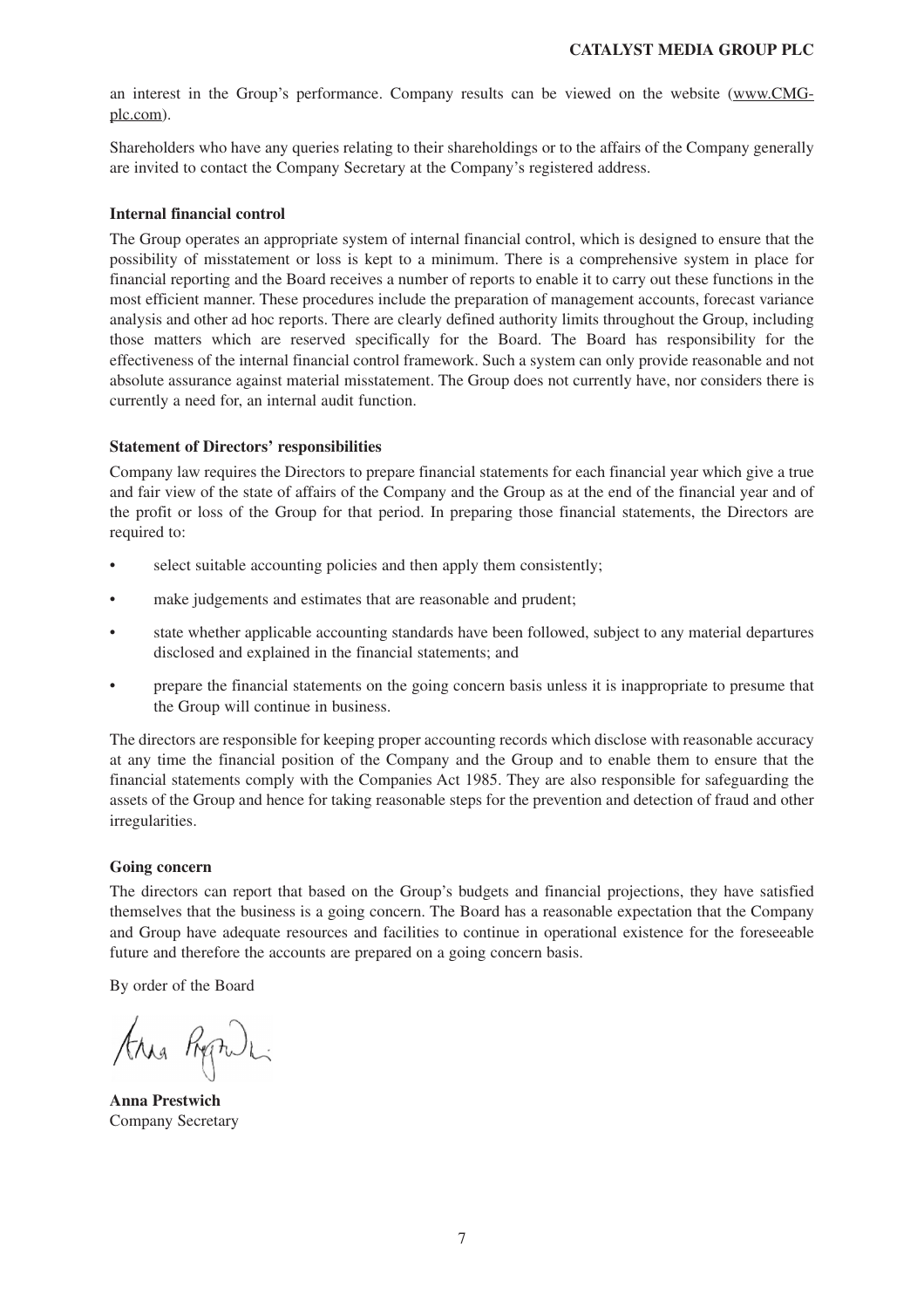an interest in the Group's performance. Company results can be viewed on the website (www.CMG-plc.com).

Shareholders who have any queries relating to their shareholdings or to the affairs of the Company generally are invited to contact the Company Secretary at the Company's registered address.

**Internal financial control**

The Group operates an appropriate system of internal financial control, which is designed to ensure that the possibility of misstatement or loss is kept to a minimum. There is a comprehensive system in place for financial reporting and the Board receives a number of reports to enable it to carry out these functions in the most efficient manner. These procedures include the preparation of management accounts, forecast variance analysis and other ad hoc reports. There are clearly defined authority limits throughout the Group, including those matters which are reserved specifically for the Board. The Board has responsibility for the effectiveness of the internal financial control framework. Such a system can only provide reasonable and not absolute assurance against material misstatement. The Group does not currently have, nor considers there is currently a need for, an internal audit function.

**Statement of Directors' responsibilities**

Company law requires the Directors to prepare financial statements for each financial year which give a true and fair view of the state of affairs of the Company and the Group as at the end of the financial year and of the profit or loss of the Group for that period. In preparing those financial statements, the Directors are required to:

- select suitable accounting policies and then apply them consistently;
- make judgements and estimates that are reasonable and prudent;
- state whether applicable accounting standards have been followed, subject to any material departures disclosed and explained in the financial statements; and
- prepare the financial statements on the going concern basis unless it is inappropriate to presume that the Group will continue in business.

The directors are responsible for keeping proper accounting records which disclose with reasonable accuracy at any time the financial position of the Company and the Group and to enable them to ensure that the financial statements comply with the Companies Act 1985. They are also responsible for safeguarding the assets of the Group and hence for taking reasonable steps for the prevention and detection of fraud and other irregularities.

**Going concern**

The directors can report that based on the Group's budgets and financial projections, they have satisfied themselves that the business is a going concern. The Board has a reasonable expectation that the Company and Group have adequate resources and facilities to continue in operational existence for the foreseeable future and therefore the accounts are prepared on a going concern basis.

By order of the Board

**Anna Prestwich**
Company Secretary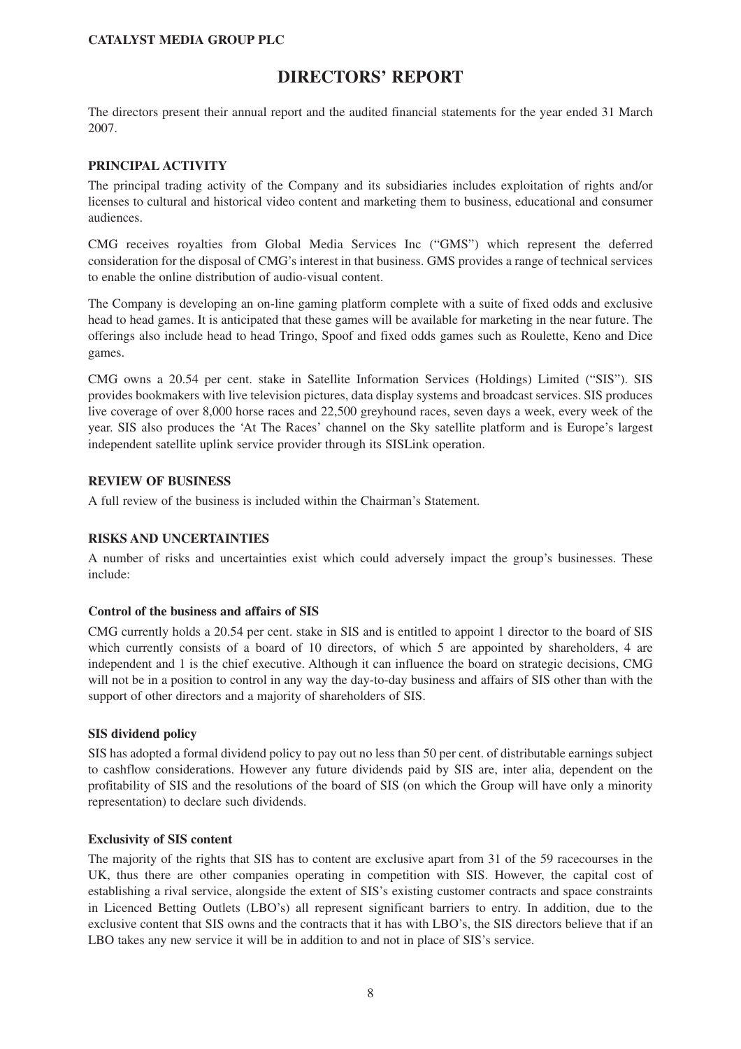# DIRECTORS' REPORT

The directors present their annual report and the audited financial statements for the year ended 31 March 2007.

## PRINCIPAL ACTIVITY

The principal trading activity of the Company and its subsidiaries includes exploitation of rights and/or licenses to cultural and historical video content and marketing them to business, educational and consumer audiences.

CMG receives royalties from Global Media Services Inc ("GMS") which represent the deferred consideration for the disposal of CMG's interest in that business. GMS provides a range of technical services to enable the online distribution of audio-visual content.

The Company is developing an on-line gaming platform complete with a suite of fixed odds and exclusive head to head games. It is anticipated that these games will be available for marketing in the near future. The offerings also include head to head Tringo, Spoof and fixed odds games such as Roulette, Keno and Dice games.

CMG owns a 20.54 per cent. stake in Satellite Information Services (Holdings) Limited ("SIS"). SIS provides bookmakers with live television pictures, data display systems and broadcast services. SIS produces live coverage of over 8,000 horse races and 22,500 greyhound races, seven days a week, every week of the year. SIS also produces the 'At The Races' channel on the Sky satellite platform and is Europe's largest independent satellite uplink service provider through its SISLink operation.

## REVIEW OF BUSINESS

A full review of the business is included within the Chairman's Statement.

## RISKS AND UNCERTAINTIES

A number of risks and uncertainties exist which could adversely impact the group's businesses. These include:

### Control of the business and affairs of SIS

CMG currently holds a 20.54 per cent. stake in SIS and is entitled to appoint 1 director to the board of SIS which currently consists of a board of 10 directors, of which 5 are appointed by shareholders, 4 are independent and 1 is the chief executive. Although it can influence the board on strategic decisions, CMG will not be in a position to control in any way the day-to-day business and affairs of SIS other than with the support of other directors and a majority of shareholders of SIS.

### SIS dividend policy

SIS has adopted a formal dividend policy to pay out no less than 50 per cent. of distributable earnings subject to cashflow considerations. However any future dividends paid by SIS are, inter alia, dependent on the profitability of SIS and the resolutions of the board of SIS (on which the Group will have only a minority representation) to declare such dividends.

### Exclusivity of SIS content

The majority of the rights that SIS has to content are exclusive apart from 31 of the 59 racecourses in the UK, thus there are other companies operating in competition with SIS. However, the capital cost of establishing a rival service, alongside the extent of SIS's existing customer contracts and space constraints in Licenced Betting Outlets (LBO's) all represent significant barriers to entry. In addition, due to the exclusive content that SIS owns and the contracts that it has with LBO's, the SIS directors believe that if an LBO takes any new service it will be in addition to and not in place of SIS's service.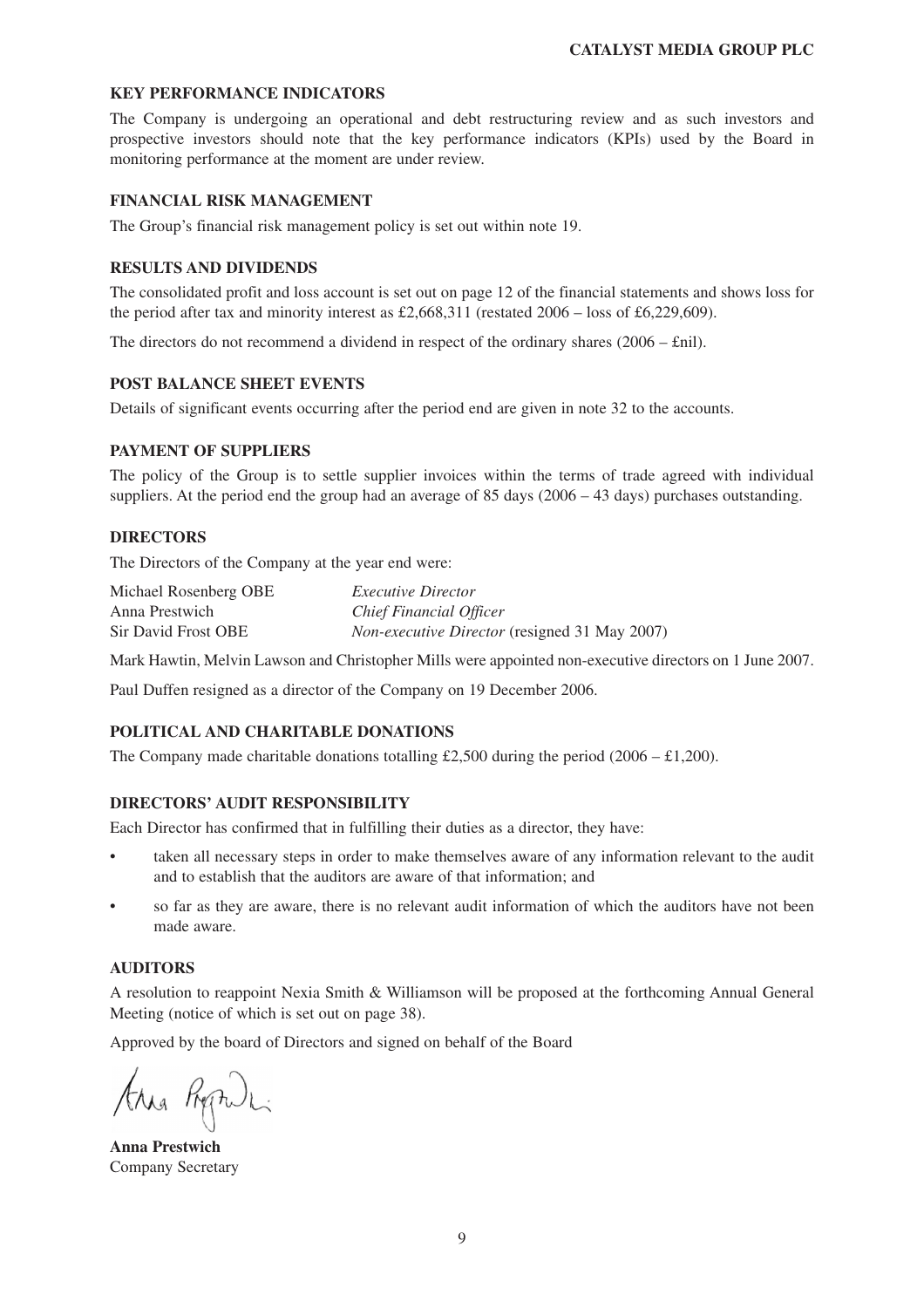## KEY PERFORMANCE INDICATORS

The Company is undergoing an operational and debt restructuring review and as such investors and prospective investors should note that the key performance indicators (KPIs) used by the Board in monitoring performance at the moment are under review.

## FINANCIAL RISK MANAGEMENT

The Group's financial risk management policy is set out within note 19.

## RESULTS AND DIVIDENDS

The consolidated profit and loss account is set out on page 12 of the financial statements and shows loss for the period after tax and minority interest as £2,668,311 (restated 2006 – loss of £6,229,609).

The directors do not recommend a dividend in respect of the ordinary shares (2006 – £nil).

## POST BALANCE SHEET EVENTS

Details of significant events occurring after the period end are given in note 32 to the accounts.

## PAYMENT OF SUPPLIERS

The policy of the Group is to settle supplier invoices within the terms of trade agreed with individual suppliers. At the period end the group had an average of 85 days (2006 – 43 days) purchases outstanding.

## DIRECTORS

The Directors of the Company at the year end were:

| | |
|---|---|
| Michael Rosenberg OBE | *Executive Director* |
| Anna Prestwich | *Chief Financial Officer* |
| Sir David Frost OBE | *Non-executive Director* (resigned 31 May 2007) |

Mark Hawtin, Melvin Lawson and Christopher Mills were appointed non-executive directors on 1 June 2007.

Paul Duffen resigned as a director of the Company on 19 December 2006.

## POLITICAL AND CHARITABLE DONATIONS

The Company made charitable donations totalling £2,500 during the period (2006 – £1,200).

## DIRECTORS' AUDIT RESPONSIBILITY

Each Director has confirmed that in fulfilling their duties as a director, they have:

- taken all necessary steps in order to make themselves aware of any information relevant to the audit and to establish that the auditors are aware of that information; and
- so far as they are aware, there is no relevant audit information of which the auditors have not been made aware.

## AUDITORS

A resolution to reappoint Nexia Smith & Williamson will be proposed at the forthcoming Annual General Meeting (notice of which is set out on page 38).

Approved by the board of Directors and signed on behalf of the Board

**Anna Prestwich**
Company Secretary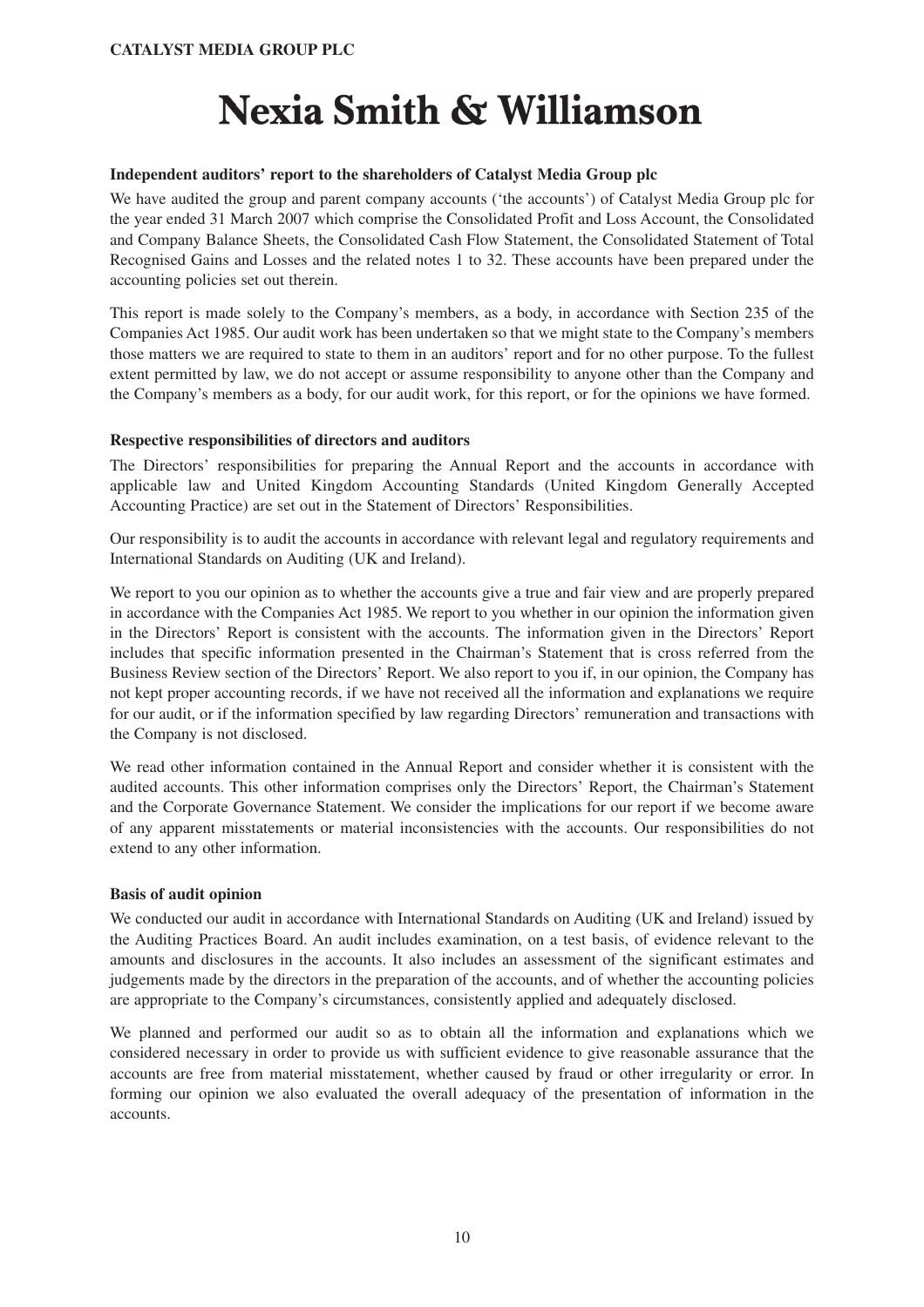# Nexia Smith & Williamson

**Independent auditors' report to the shareholders of Catalyst Media Group plc**

We have audited the group and parent company accounts ('the accounts') of Catalyst Media Group plc for the year ended 31 March 2007 which comprise the Consolidated Profit and Loss Account, the Consolidated and Company Balance Sheets, the Consolidated Cash Flow Statement, the Consolidated Statement of Total Recognised Gains and Losses and the related notes 1 to 32. These accounts have been prepared under the accounting policies set out therein.

This report is made solely to the Company's members, as a body, in accordance with Section 235 of the Companies Act 1985. Our audit work has been undertaken so that we might state to the Company's members those matters we are required to state to them in an auditors' report and for no other purpose. To the fullest extent permitted by law, we do not accept or assume responsibility to anyone other than the Company and the Company's members as a body, for our audit work, for this report, or for the opinions we have formed.

**Respective responsibilities of directors and auditors**

The Directors' responsibilities for preparing the Annual Report and the accounts in accordance with applicable law and United Kingdom Accounting Standards (United Kingdom Generally Accepted Accounting Practice) are set out in the Statement of Directors' Responsibilities.

Our responsibility is to audit the accounts in accordance with relevant legal and regulatory requirements and International Standards on Auditing (UK and Ireland).

We report to you our opinion as to whether the accounts give a true and fair view and are properly prepared in accordance with the Companies Act 1985. We report to you whether in our opinion the information given in the Directors' Report is consistent with the accounts. The information given in the Directors' Report includes that specific information presented in the Chairman's Statement that is cross referred from the Business Review section of the Directors' Report. We also report to you if, in our opinion, the Company has not kept proper accounting records, if we have not received all the information and explanations we require for our audit, or if the information specified by law regarding Directors' remuneration and transactions with the Company is not disclosed.

We read other information contained in the Annual Report and consider whether it is consistent with the audited accounts. This other information comprises only the Directors' Report, the Chairman's Statement and the Corporate Governance Statement. We consider the implications for our report if we become aware of any apparent misstatements or material inconsistencies with the accounts. Our responsibilities do not extend to any other information.

**Basis of audit opinion**

We conducted our audit in accordance with International Standards on Auditing (UK and Ireland) issued by the Auditing Practices Board. An audit includes examination, on a test basis, of evidence relevant to the amounts and disclosures in the accounts. It also includes an assessment of the significant estimates and judgements made by the directors in the preparation of the accounts, and of whether the accounting policies are appropriate to the Company's circumstances, consistently applied and adequately disclosed.

We planned and performed our audit so as to obtain all the information and explanations which we considered necessary in order to provide us with sufficient evidence to give reasonable assurance that the accounts are free from material misstatement, whether caused by fraud or other irregularity or error. In forming our opinion we also evaluated the overall adequacy of the presentation of information in the accounts.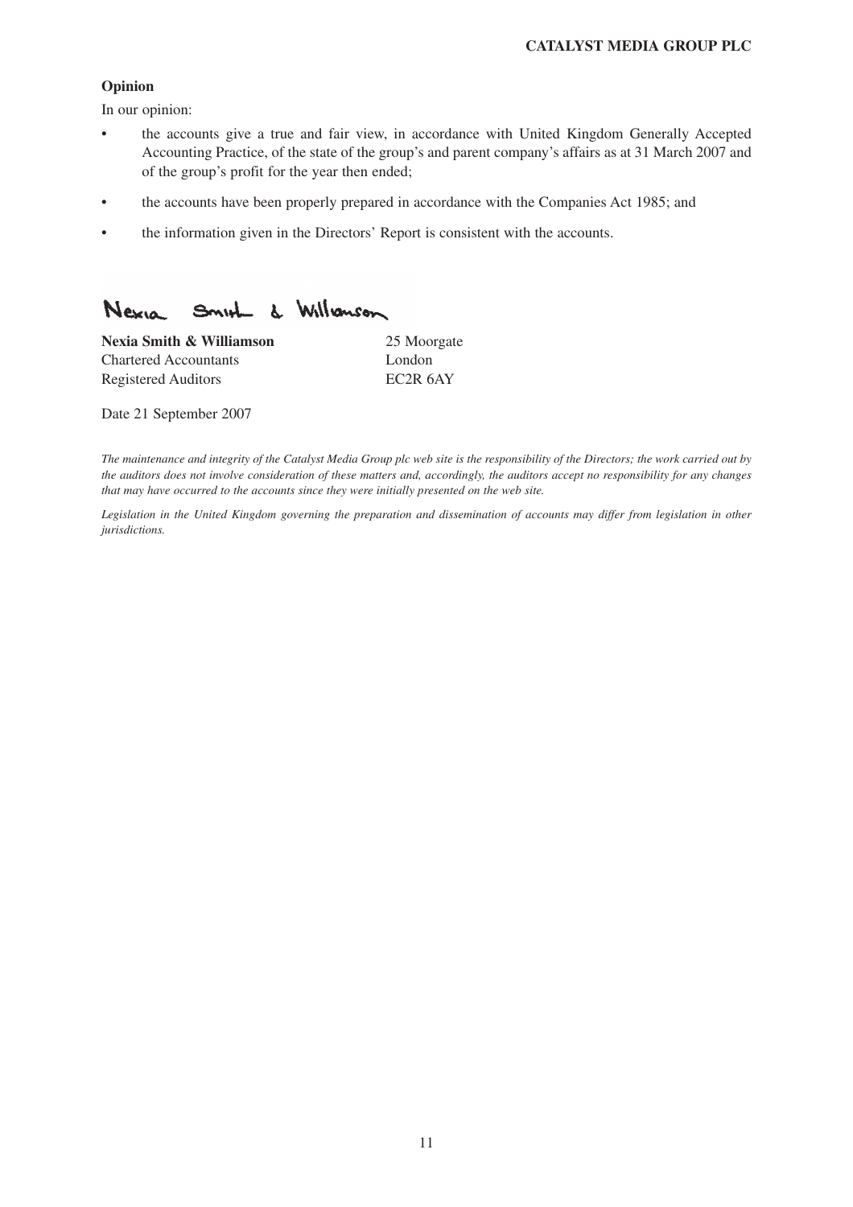**Opinion**

In our opinion:

- the accounts give a true and fair view, in accordance with United Kingdom Generally Accepted Accounting Practice, of the state of the group's and parent company's affairs as at 31 March 2007 and of the group's profit for the year then ended;
- the accounts have been properly prepared in accordance with the Companies Act 1985; and
- the information given in the Directors' Report is consistent with the accounts.

Nexia Smith & Williamson

**Nexia Smith & Williamson**
Chartered Accountants
Registered Auditors

25 Moorgate
London
EC2R 6AY

Date 21 September 2007

*The maintenance and integrity of the Catalyst Media Group plc web site is the responsibility of the Directors; the work carried out by the auditors does not involve consideration of these matters and, accordingly, the auditors accept no responsibility for any changes that may have occurred to the accounts since they were initially presented on the web site.*

*Legislation in the United Kingdom governing the preparation and dissemination of accounts may differ from legislation in other jurisdictions.*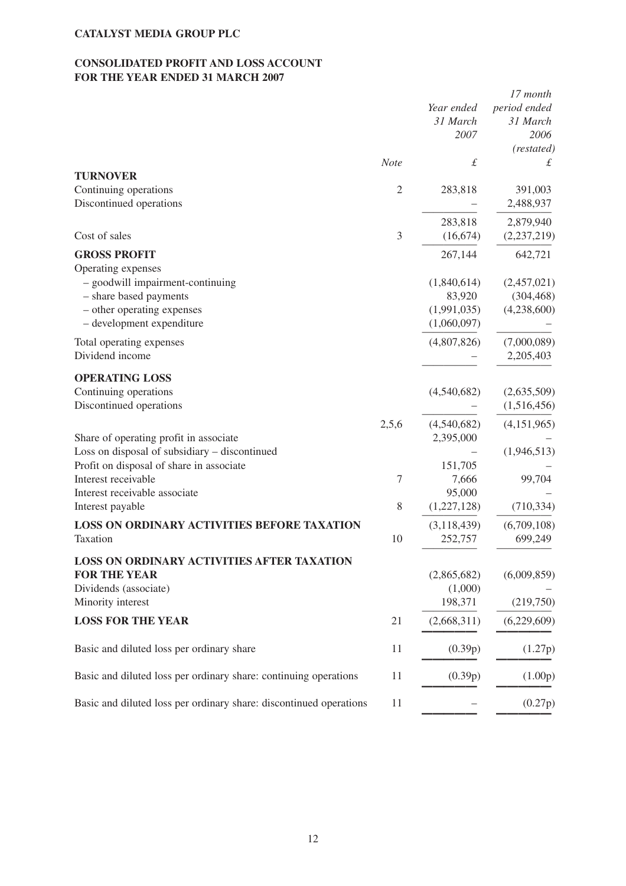**CATALYST MEDIA GROUP PLC**

**CONSOLIDATED PROFIT AND LOSS ACCOUNT**
**FOR THE YEAR ENDED 31 MARCH 2007**

| | Note | *Year ended 31 March 2007* £ | *17 month period ended 31 March 2006 (restated)* £ |
|---|---|---|---|
| **TURNOVER** | | | |
| Continuing operations | 2 | 283,818 | 391,003 |
| Discontinued operations | | – | 2,488,937 |
| | | 283,818 | 2,879,940 |
| Cost of sales | 3 | (16,674) | (2,237,219) |
| **GROSS PROFIT** | | 267,144 | 642,721 |
| Operating expenses | | | |
| – goodwill impairment-continuing | | (1,840,614) | (2,457,021) |
| – share based payments | | 83,920 | (304,468) |
| – other operating expenses | | (1,991,035) | (4,238,600) |
| – development expenditure | | (1,060,097) | – |
| Total operating expenses | | (4,807,826) | (7,000,089) |
| Dividend income | | – | 2,205,403 |
| **OPERATING LOSS** | | | |
| Continuing operations | | (4,540,682) | (2,635,509) |
| Discontinued operations | | – | (1,516,456) |
| | 2,5,6 | (4,540,682) | (4,151,965) |
| Share of operating profit in associate | | 2,395,000 | – |
| Loss on disposal of subsidiary – discontinued | | – | (1,946,513) |
| Profit on disposal of share in associate | | 151,705 | – |
| Interest receivable | 7 | 7,666 | 99,704 |
| Interest receivable associate | | 95,000 | – |
| Interest payable | 8 | (1,227,128) | (710,334) |
| **LOSS ON ORDINARY ACTIVITIES BEFORE TAXATION** | | (3,118,439) | (6,709,108) |
| Taxation | 10 | 252,757 | 699,249 |
| **LOSS ON ORDINARY ACTIVITIES AFTER TAXATION FOR THE YEAR** | | (2,865,682) | (6,009,859) |
| Dividends (associate) | | (1,000) | – |
| Minority interest | | 198,371 | (219,750) |
| **LOSS FOR THE YEAR** | 21 | (2,668,311) | (6,229,609) |
| Basic and diluted loss per ordinary share | 11 | (0.39p) | (1.27p) |
| Basic and diluted loss per ordinary share: continuing operations | 11 | (0.39p) | (1.00p) |
| Basic and diluted loss per ordinary share: discontinued operations | 11 | – | (0.27p) |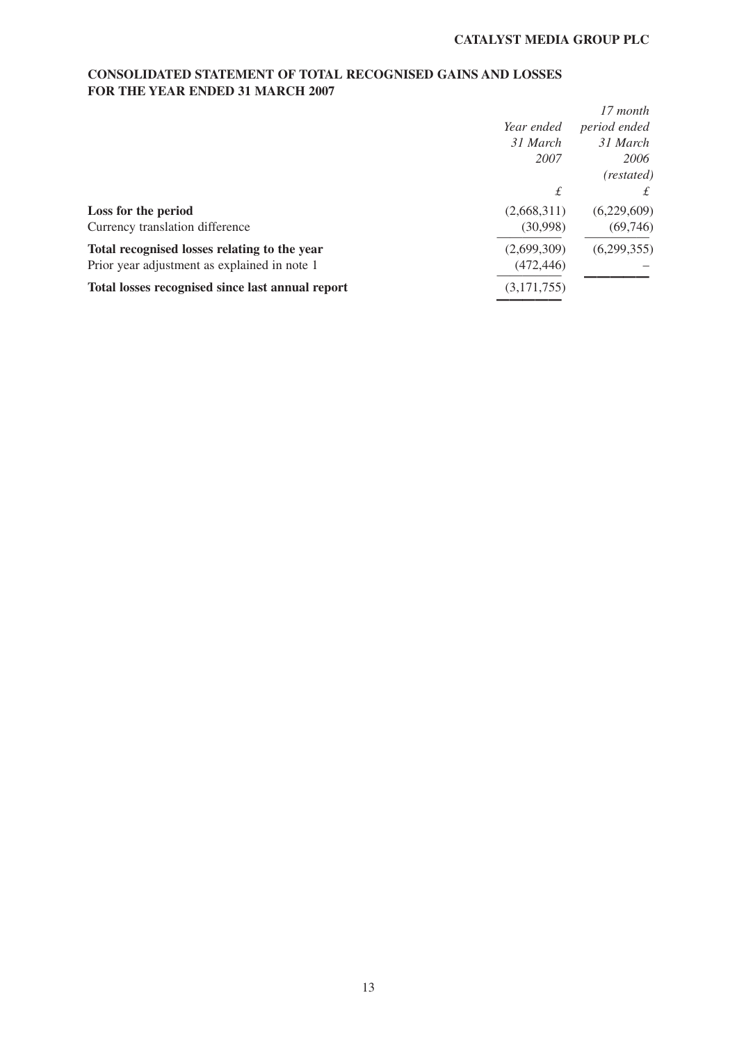## CONSOLIDATED STATEMENT OF TOTAL RECOGNISED GAINS AND LOSSES FOR THE YEAR ENDED 31 MARCH 2007

| | *Year ended 31 March 2007* | *17 month period ended 31 March 2006 (restated)* |
|---|---|---|
| | *£* | *£* |
| **Loss for the period** | (2,668,311) | (6,229,609) |
| Currency translation difference | (30,998) | (69,746) |
| **Total recognised losses relating to the year** | (2,699,309) | (6,299,355) |
| Prior year adjustment as explained in note 1 | (472,446) | – |
| **Total losses recognised since last annual report** | (3,171,755) | |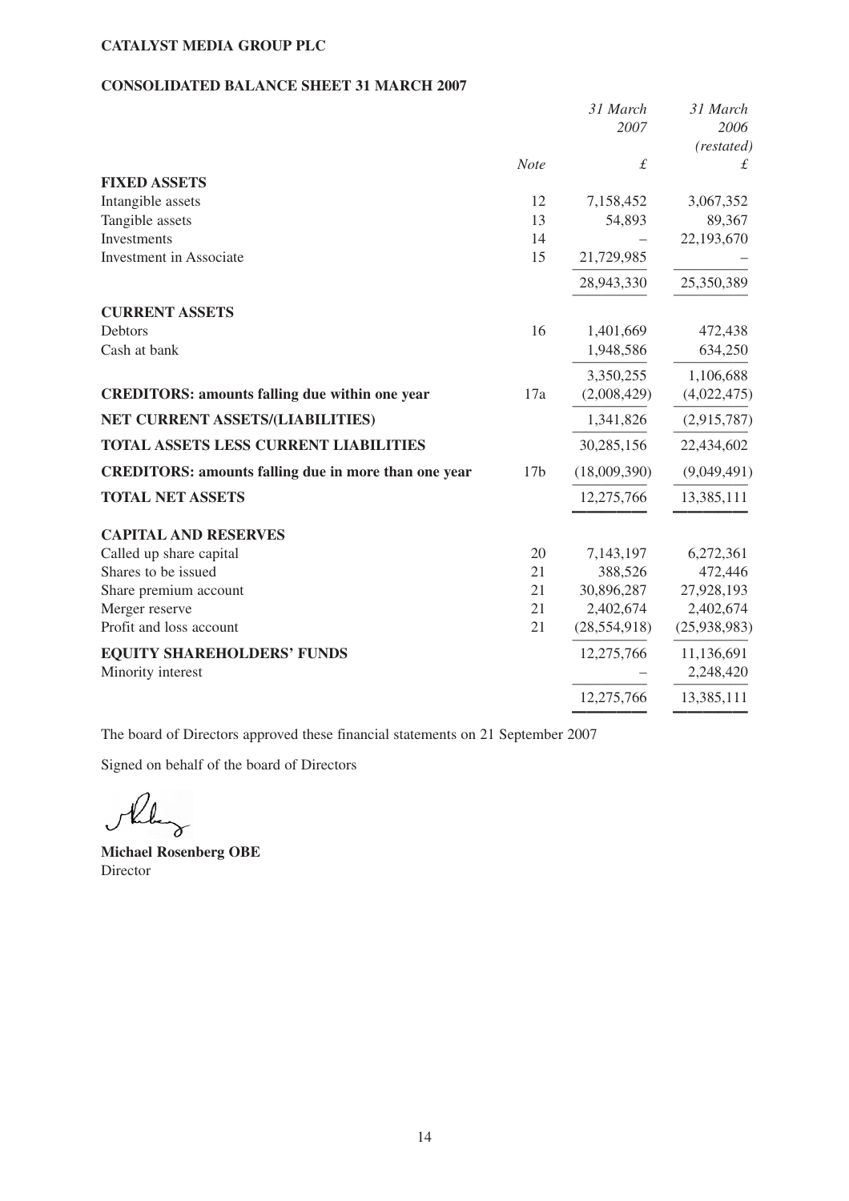**CATALYST MEDIA GROUP PLC**

**CONSOLIDATED BALANCE SHEET 31 MARCH 2007**

| | Note | *31 March 2007* £ | *31 March 2006 (restated)* £ |
|---|---|---|---|
| **FIXED ASSETS** | | | |
| Intangible assets | 12 | 7,158,452 | 3,067,352 |
| Tangible assets | 13 | 54,893 | 89,367 |
| Investments | 14 | – | 22,193,670 |
| Investment in Associate | 15 | 21,729,985 | – |
| | | 28,943,330 | 25,350,389 |
| **CURRENT ASSETS** | | | |
| Debtors | 16 | 1,401,669 | 472,438 |
| Cash at bank | | 1,948,586 | 634,250 |
| | | 3,350,255 | 1,106,688 |
| **CREDITORS: amounts falling due within one year** | 17a | (2,008,429) | (4,022,475) |
| **NET CURRENT ASSETS/(LIABILITIES)** | | 1,341,826 | (2,915,787) |
| **TOTAL ASSETS LESS CURRENT LIABILITIES** | | 30,285,156 | 22,434,602 |
| **CREDITORS: amounts falling due in more than one year** | 17b | (18,009,390) | (9,049,491) |
| **TOTAL NET ASSETS** | | 12,275,766 | 13,385,111 |
| **CAPITAL AND RESERVES** | | | |
| Called up share capital | 20 | 7,143,197 | 6,272,361 |
| Shares to be issued | 21 | 388,526 | 472,446 |
| Share premium account | 21 | 30,896,287 | 27,928,193 |
| Merger reserve | 21 | 2,402,674 | 2,402,674 |
| Profit and loss account | 21 | (28,554,918) | (25,938,983) |
| **EQUITY SHAREHOLDERS' FUNDS** | | 12,275,766 | 11,136,691 |
| Minority interest | | – | 2,248,420 |
| | | 12,275,766 | 13,385,111 |

The board of Directors approved these financial statements on 21 September 2007

Signed on behalf of the board of Directors

**Michael Rosenberg OBE**
Director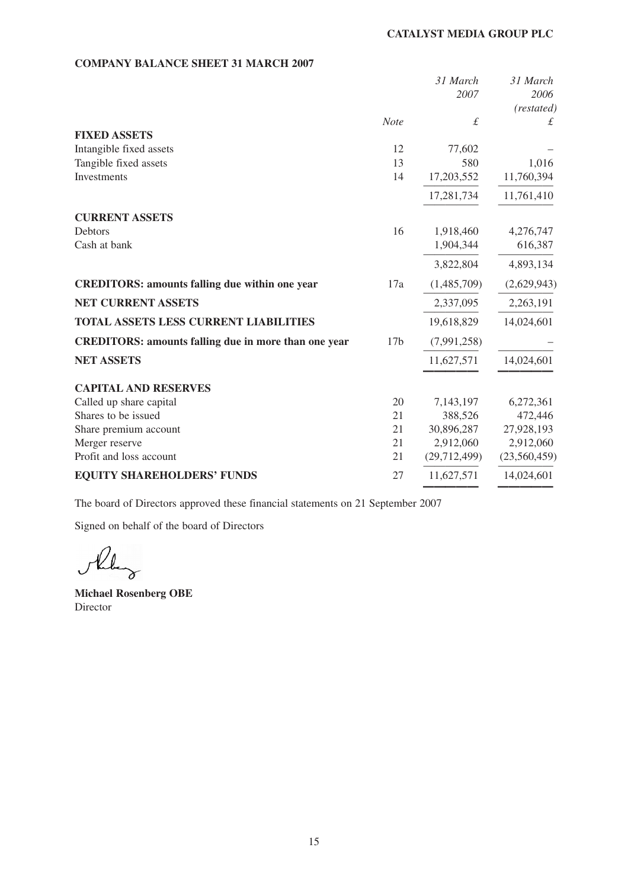## COMPANY BALANCE SHEET 31 MARCH 2007

| | Note | 31 March 2007 £ | 31 March 2006 (restated) £ |
|---|---|---|---|
| **FIXED ASSETS** | | | |
| Intangible fixed assets | 12 | 77,602 | – |
| Tangible fixed assets | 13 | 580 | 1,016 |
| Investments | 14 | 17,203,552 | 11,760,394 |
| | | 17,281,734 | 11,761,410 |
| **CURRENT ASSETS** | | | |
| Debtors | 16 | 1,918,460 | 4,276,747 |
| Cash at bank | | 1,904,344 | 616,387 |
| | | 3,822,804 | 4,893,134 |
| **CREDITORS: amounts falling due within one year** | 17a | (1,485,709) | (2,629,943) |
| **NET CURRENT ASSETS** | | 2,337,095 | 2,263,191 |
| **TOTAL ASSETS LESS CURRENT LIABILITIES** | | 19,618,829 | 14,024,601 |
| **CREDITORS: amounts falling due in more than one year** | 17b | (7,991,258) | – |
| **NET ASSETS** | | 11,627,571 | 14,024,601 |
| **CAPITAL AND RESERVES** | | | |
| Called up share capital | 20 | 7,143,197 | 6,272,361 |
| Shares to be issued | 21 | 388,526 | 472,446 |
| Share premium account | 21 | 30,896,287 | 27,928,193 |
| Merger reserve | 21 | 2,912,060 | 2,912,060 |
| Profit and loss account | 21 | (29,712,499) | (23,560,459) |
| **EQUITY SHAREHOLDERS' FUNDS** | 27 | 11,627,571 | 14,024,601 |

The board of Directors approved these financial statements on 21 September 2007

Signed on behalf of the board of Directors

**Michael Rosenberg OBE**
Director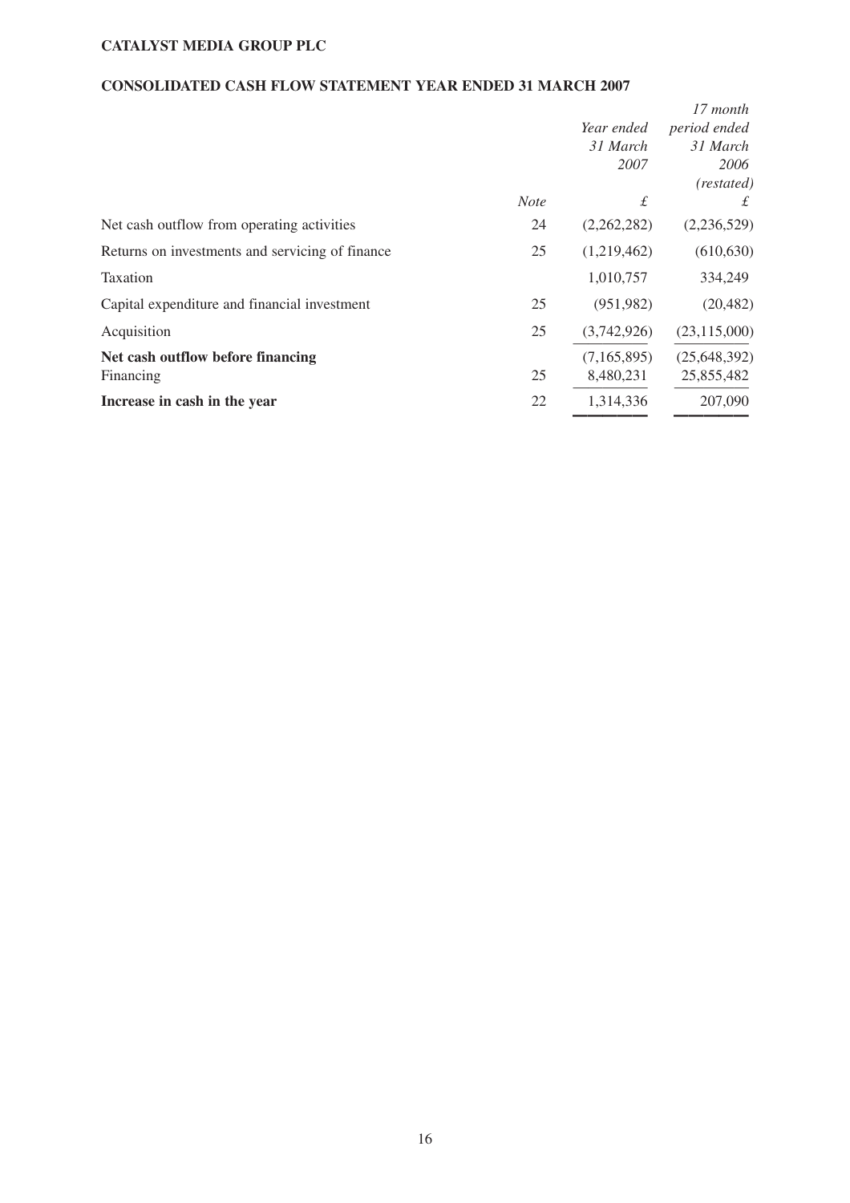**CATALYST MEDIA GROUP PLC**

## CONSOLIDATED CASH FLOW STATEMENT YEAR ENDED 31 MARCH 2007

| | *Note* | *Year ended 31 March 2007* £ | *17 month period ended 31 March 2006 (restated)* £ |
|---|---|---|---|
| Net cash outflow from operating activities | 24 | (2,262,282) | (2,236,529) |
| Returns on investments and servicing of finance | 25 | (1,219,462) | (610,630) |
| Taxation | | 1,010,757 | 334,249 |
| Capital expenditure and financial investment | 25 | (951,982) | (20,482) |
| Acquisition | 25 | (3,742,926) | (23,115,000) |
| **Net cash outflow before financing** | | (7,165,895) | (25,648,392) |
| Financing | 25 | 8,480,231 | 25,855,482 |
| **Increase in cash in the year** | 22 | 1,314,336 | 207,090 |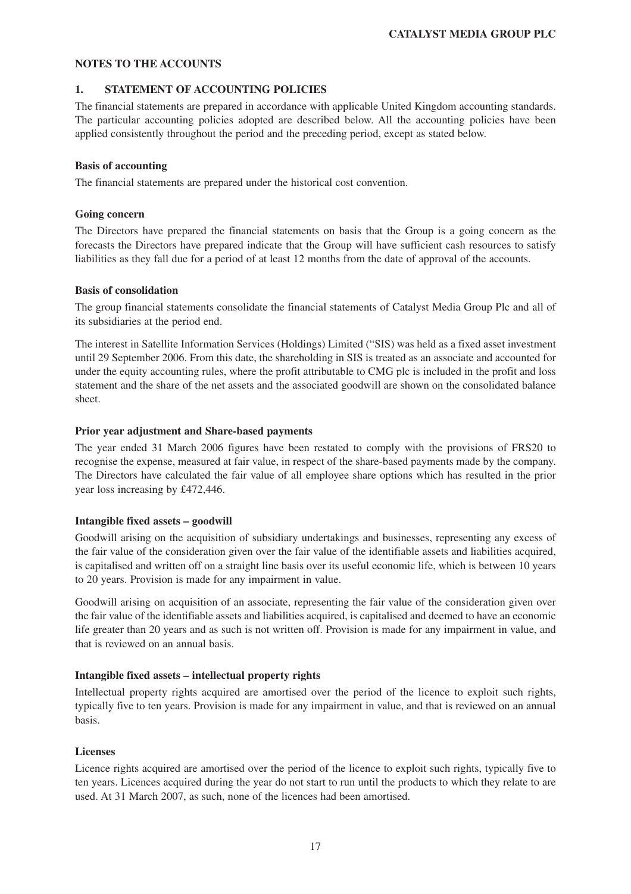## NOTES TO THE ACCOUNTS

### 1. STATEMENT OF ACCOUNTING POLICIES

The financial statements are prepared in accordance with applicable United Kingdom accounting standards. The particular accounting policies adopted are described below. All the accounting policies have been applied consistently throughout the period and the preceding period, except as stated below.

**Basis of accounting**

The financial statements are prepared under the historical cost convention.

**Going concern**

The Directors have prepared the financial statements on basis that the Group is a going concern as the forecasts the Directors have prepared indicate that the Group will have sufficient cash resources to satisfy liabilities as they fall due for a period of at least 12 months from the date of approval of the accounts.

**Basis of consolidation**

The group financial statements consolidate the financial statements of Catalyst Media Group Plc and all of its subsidiaries at the period end.

The interest in Satellite Information Services (Holdings) Limited ("SIS) was held as a fixed asset investment until 29 September 2006. From this date, the shareholding in SIS is treated as an associate and accounted for under the equity accounting rules, where the profit attributable to CMG plc is included in the profit and loss statement and the share of the net assets and the associated goodwill are shown on the consolidated balance sheet.

**Prior year adjustment and Share-based payments**

The year ended 31 March 2006 figures have been restated to comply with the provisions of FRS20 to recognise the expense, measured at fair value, in respect of the share-based payments made by the company. The Directors have calculated the fair value of all employee share options which has resulted in the prior year loss increasing by £472,446.

**Intangible fixed assets – goodwill**

Goodwill arising on the acquisition of subsidiary undertakings and businesses, representing any excess of the fair value of the consideration given over the fair value of the identifiable assets and liabilities acquired, is capitalised and written off on a straight line basis over its useful economic life, which is between 10 years to 20 years. Provision is made for any impairment in value.

Goodwill arising on acquisition of an associate, representing the fair value of the consideration given over the fair value of the identifiable assets and liabilities acquired, is capitalised and deemed to have an economic life greater than 20 years and as such is not written off. Provision is made for any impairment in value, and that is reviewed on an annual basis.

**Intangible fixed assets – intellectual property rights**

Intellectual property rights acquired are amortised over the period of the licence to exploit such rights, typically five to ten years. Provision is made for any impairment in value, and that is reviewed on an annual basis.

**Licenses**

Licence rights acquired are amortised over the period of the licence to exploit such rights, typically five to ten years. Licences acquired during the year do not start to run until the products to which they relate to are used. At 31 March 2007, as such, none of the licences had been amortised.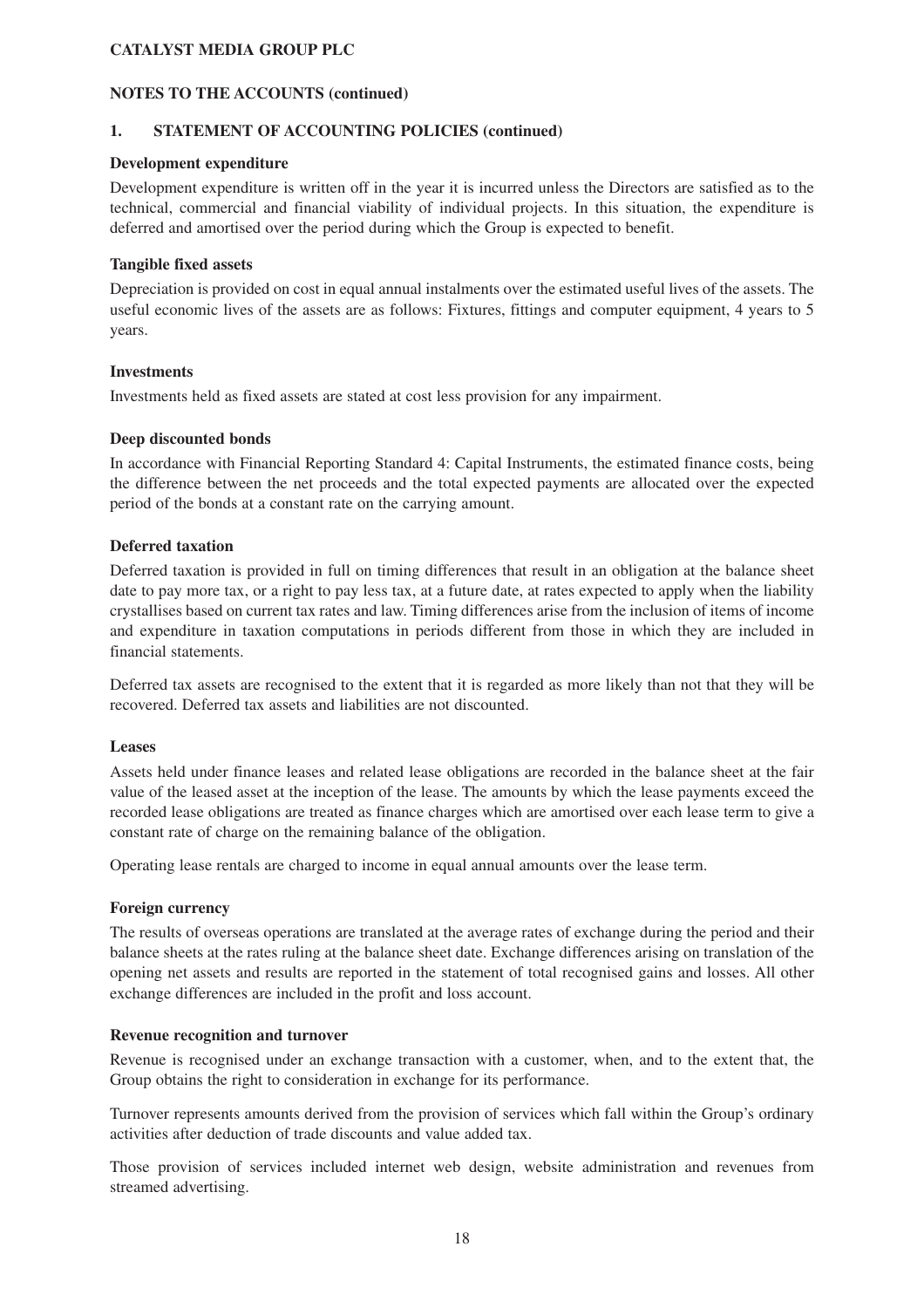**CATALYST MEDIA GROUP PLC**

**NOTES TO THE ACCOUNTS (continued)**

## 1. STATEMENT OF ACCOUNTING POLICIES (continued)

**Development expenditure**

Development expenditure is written off in the year it is incurred unless the Directors are satisfied as to the technical, commercial and financial viability of individual projects. In this situation, the expenditure is deferred and amortised over the period during which the Group is expected to benefit.

**Tangible fixed assets**

Depreciation is provided on cost in equal annual instalments over the estimated useful lives of the assets. The useful economic lives of the assets are as follows: Fixtures, fittings and computer equipment, 4 years to 5 years.

**Investments**

Investments held as fixed assets are stated at cost less provision for any impairment.

**Deep discounted bonds**

In accordance with Financial Reporting Standard 4: Capital Instruments, the estimated finance costs, being the difference between the net proceeds and the total expected payments are allocated over the expected period of the bonds at a constant rate on the carrying amount.

**Deferred taxation**

Deferred taxation is provided in full on timing differences that result in an obligation at the balance sheet date to pay more tax, or a right to pay less tax, at a future date, at rates expected to apply when the liability crystallises based on current tax rates and law. Timing differences arise from the inclusion of items of income and expenditure in taxation computations in periods different from those in which they are included in financial statements.

Deferred tax assets are recognised to the extent that it is regarded as more likely than not that they will be recovered. Deferred tax assets and liabilities are not discounted.

**Leases**

Assets held under finance leases and related lease obligations are recorded in the balance sheet at the fair value of the leased asset at the inception of the lease. The amounts by which the lease payments exceed the recorded lease obligations are treated as finance charges which are amortised over each lease term to give a constant rate of charge on the remaining balance of the obligation.

Operating lease rentals are charged to income in equal annual amounts over the lease term.

**Foreign currency**

The results of overseas operations are translated at the average rates of exchange during the period and their balance sheets at the rates ruling at the balance sheet date. Exchange differences arising on translation of the opening net assets and results are reported in the statement of total recognised gains and losses. All other exchange differences are included in the profit and loss account.

**Revenue recognition and turnover**

Revenue is recognised under an exchange transaction with a customer, when, and to the extent that, the Group obtains the right to consideration in exchange for its performance.

Turnover represents amounts derived from the provision of services which fall within the Group's ordinary activities after deduction of trade discounts and value added tax.

Those provision of services included internet web design, website administration and revenues from streamed advertising.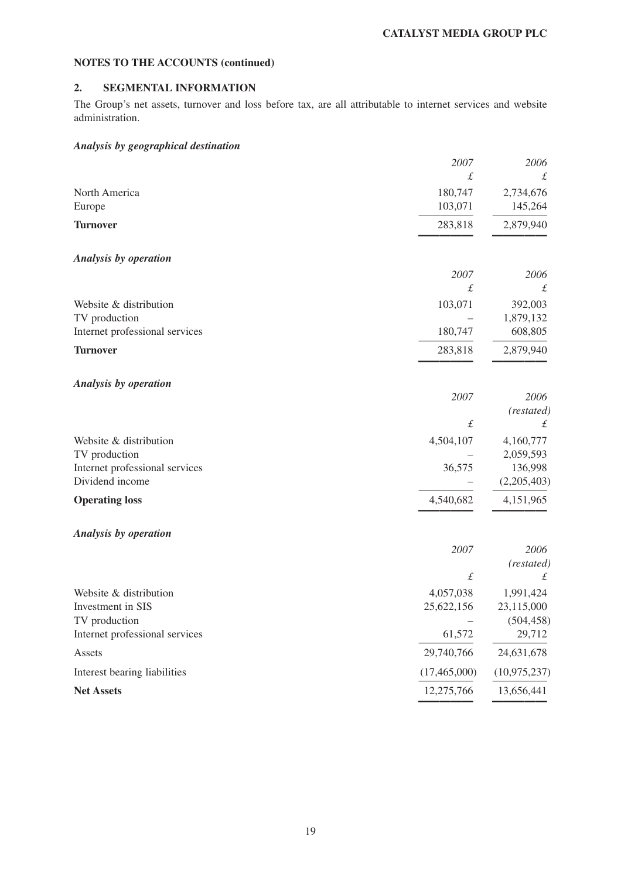**NOTES TO THE ACCOUNTS (continued)**

## 2. SEGMENTAL INFORMATION

The Group's net assets, turnover and loss before tax, are all attributable to internet services and website administration.

***Analysis by geographical destination***

| | 2007 | 2006 |
|---|---|---|
| | £ | £ |
| North America | 180,747 | 2,734,676 |
| Europe | 103,071 | 145,264 |
| **Turnover** | 283,818 | 2,879,940 |

***Analysis by operation***

| | 2007 | 2006 |
|---|---|---|
| | £ | £ |
| Website & distribution | 103,071 | 392,003 |
| TV production | – | 1,879,132 |
| Internet professional services | 180,747 | 608,805 |
| **Turnover** | 283,818 | 2,879,940 |

***Analysis by operation***

| | 2007 | 2006 (restated) |
|---|---|---|
| | £ | £ |
| Website & distribution | 4,504,107 | 4,160,777 |
| TV production | – | 2,059,593 |
| Internet professional services | 36,575 | 136,998 |
| Dividend income | – | (2,205,403) |
| **Operating loss** | 4,540,682 | 4,151,965 |

***Analysis by operation***

| | 2007 | 2006 (restated) |
|---|---|---|
| | £ | £ |
| Website & distribution | 4,057,038 | 1,991,424 |
| Investment in SIS | 25,622,156 | 23,115,000 |
| TV production | – | (504,458) |
| Internet professional services | 61,572 | 29,712 |
| Assets | 29,740,766 | 24,631,678 |
| Interest bearing liabilities | (17,465,000) | (10,975,237) |
| **Net Assets** | 12,275,766 | 13,656,441 |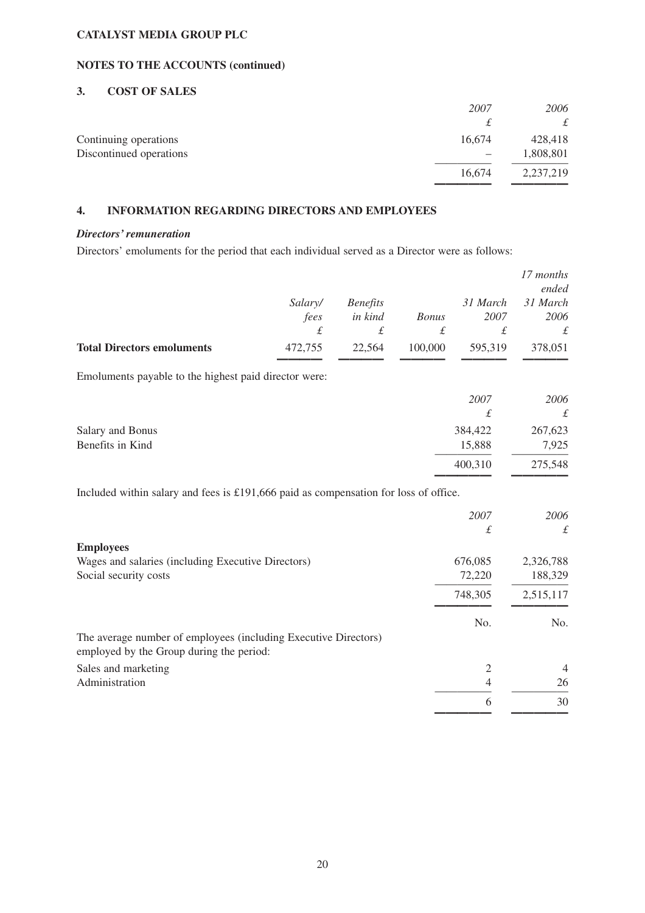**CATALYST MEDIA GROUP PLC**

**NOTES TO THE ACCOUNTS (continued)**

## 3. COST OF SALES

| | *2007* | *2006* |
|---|---|---|
| | *£* | *£* |
| Continuing operations | 16,674 | 428,418 |
| Discontinued operations | – | 1,808,801 |
| | 16,674 | 2,237,219 |

## 4. INFORMATION REGARDING DIRECTORS AND EMPLOYEES

***Directors' remuneration***

Directors' emoluments for the period that each individual served as a Director were as follows:

| | *Salary/ fees* | *Benefits in kind* | *Bonus* | *31 March 2007* | *17 months ended 31 March 2006* |
|---|---|---|---|---|---|
| | *£* | *£* | *£* | *£* | *£* |
| **Total Directors emoluments** | 472,755 | 22,564 | 100,000 | 595,319 | 378,051 |

Emoluments payable to the highest paid director were:

| | *2007* | *2006* |
|---|---|---|
| | *£* | *£* |
| Salary and Bonus | 384,422 | 267,623 |
| Benefits in Kind | 15,888 | 7,925 |
| | 400,310 | 275,548 |

Included within salary and fees is £191,666 paid as compensation for loss of office.

| | *2007* | *2006* |
|---|---|---|
| | *£* | *£* |
| **Employees** | | |
| Wages and salaries (including Executive Directors) | 676,085 | 2,326,788 |
| Social security costs | 72,220 | 188,329 |
| | 748,305 | 2,515,117 |
| | No. | No. |
| The average number of employees (including Executive Directors) employed by the Group during the period: | | |
| Sales and marketing | 2 | 4 |
| Administration | 4 | 26 |
| | 6 | 30 |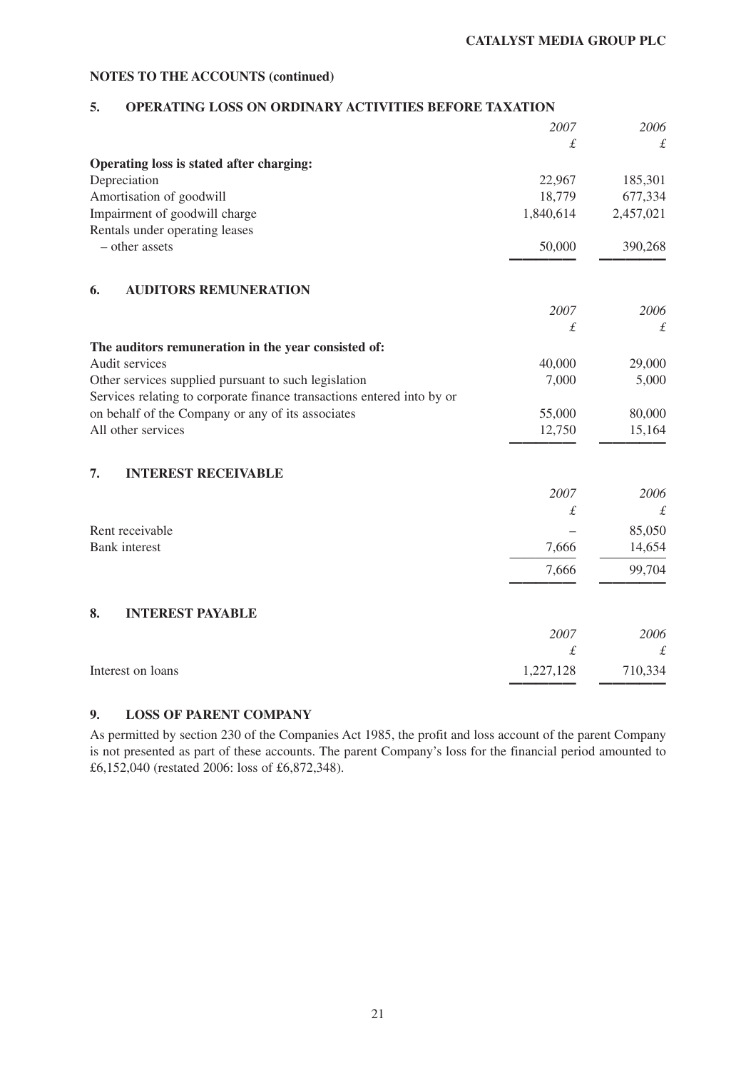## NOTES TO THE ACCOUNTS (continued)

### 5. OPERATING LOSS ON ORDINARY ACTIVITIES BEFORE TAXATION

| | *2007* | *2006* |
|---|---|---|
| | *£* | *£* |
| **Operating loss is stated after charging:** | | |
| Depreciation | 22,967 | 185,301 |
| Amortisation of goodwill | 18,779 | 677,334 |
| Impairment of goodwill charge | 1,840,614 | 2,457,021 |
| Rentals under operating leases | | |
| – other assets | 50,000 | 390,268 |

### 6. AUDITORS REMUNERATION

| | *2007* | *2006* |
|---|---|---|
| | *£* | *£* |
| **The auditors remuneration in the year consisted of:** | | |
| Audit services | 40,000 | 29,000 |
| Other services supplied pursuant to such legislation | 7,000 | 5,000 |
| Services relating to corporate finance transactions entered into by or on behalf of the Company or any of its associates | 55,000 | 80,000 |
| All other services | 12,750 | 15,164 |

### 7. INTEREST RECEIVABLE

| | *2007* | *2006* |
|---|---|---|
| | *£* | *£* |
| Rent receivable | – | 85,050 |
| Bank interest | 7,666 | 14,654 |
| | 7,666 | 99,704 |

### 8. INTEREST PAYABLE

| | *2007* | *2006* |
|---|---|---|
| | *£* | *£* |
| Interest on loans | 1,227,128 | 710,334 |

### 9. LOSS OF PARENT COMPANY

As permitted by section 230 of the Companies Act 1985, the profit and loss account of the parent Company is not presented as part of these accounts. The parent Company's loss for the financial period amounted to £6,152,040 (restated 2006: loss of £6,872,348).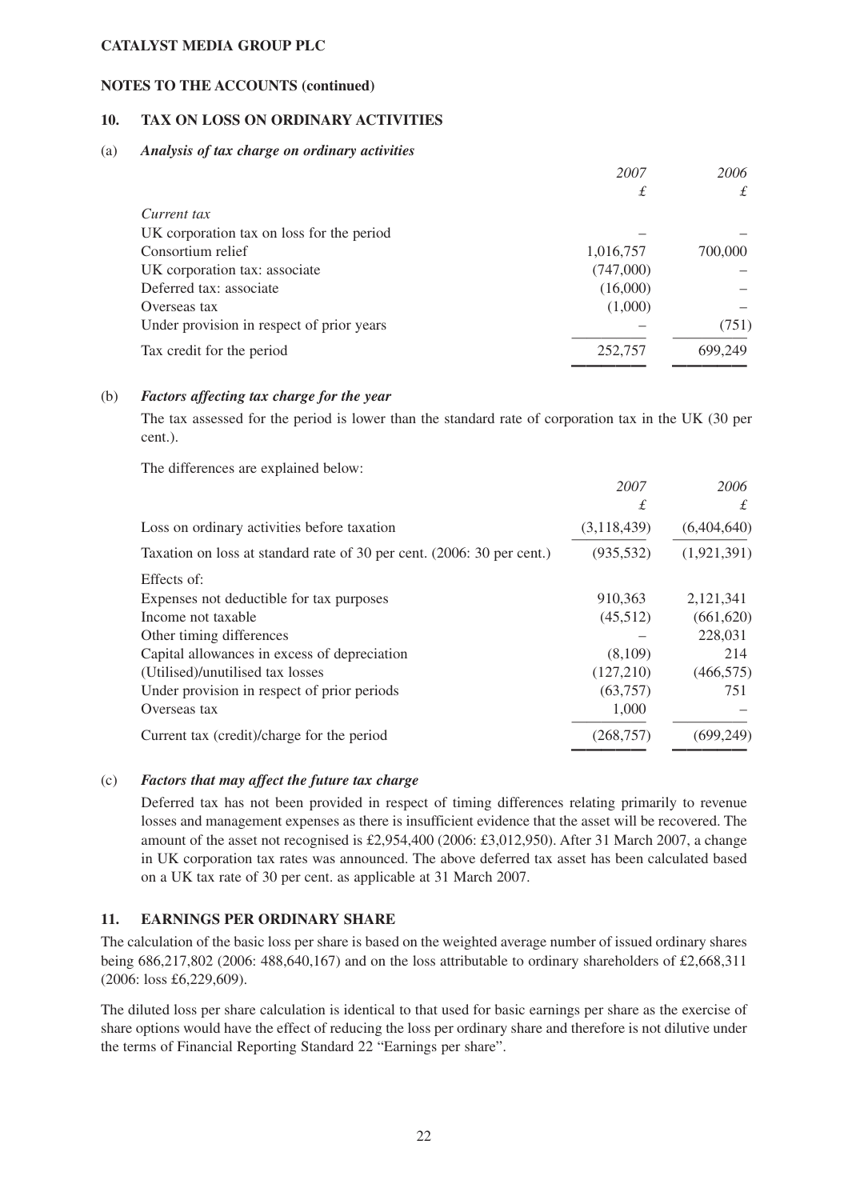**CATALYST MEDIA GROUP PLC**

**NOTES TO THE ACCOUNTS (continued)**

## 10. TAX ON LOSS ON ORDINARY ACTIVITIES

(a) ***Analysis of tax charge on ordinary activities***

| | *2007* | *2006* |
|---|---|---|
| | *£* | *£* |
| *Current tax* | | |
| UK corporation tax on loss for the period | – | – |
| Consortium relief | 1,016,757 | 700,000 |
| UK corporation tax: associate | (747,000) | – |
| Deferred tax: associate | (16,000) | – |
| Overseas tax | (1,000) | – |
| Under provision in respect of prior years | – | (751) |
| Tax credit for the period | 252,757 | 699,249 |

(b) ***Factors affecting tax charge for the year***

The tax assessed for the period is lower than the standard rate of corporation tax in the UK (30 per cent.).

The differences are explained below:

| | *2007* | *2006* |
|---|---|---|
| | *£* | *£* |
| Loss on ordinary activities before taxation | (3,118,439) | (6,404,640) |
| Taxation on loss at standard rate of 30 per cent. (2006: 30 per cent.) | (935,532) | (1,921,391) |
| Effects of: | | |
| Expenses not deductible for tax purposes | 910,363 | 2,121,341 |
| Income not taxable | (45,512) | (661,620) |
| Other timing differences | – | 228,031 |
| Capital allowances in excess of depreciation | (8,109) | 214 |
| (Utilised)/unutilised tax losses | (127,210) | (466,575) |
| Under provision in respect of prior periods | (63,757) | 751 |
| Overseas tax | 1,000 | – |
| Current tax (credit)/charge for the period | (268,757) | (699,249) |

(c) ***Factors that may affect the future tax charge***

Deferred tax has not been provided in respect of timing differences relating primarily to revenue losses and management expenses as there is insufficient evidence that the asset will be recovered. The amount of the asset not recognised is £2,954,400 (2006: £3,012,950). After 31 March 2007, a change in UK corporation tax rates was announced. The above deferred tax asset has been calculated based on a UK tax rate of 30 per cent. as applicable at 31 March 2007.

## 11. EARNINGS PER ORDINARY SHARE

The calculation of the basic loss per share is based on the weighted average number of issued ordinary shares being 686,217,802 (2006: 488,640,167) and on the loss attributable to ordinary shareholders of £2,668,311 (2006: loss £6,229,609).

The diluted loss per share calculation is identical to that used for basic earnings per share as the exercise of share options would have the effect of reducing the loss per ordinary share and therefore is not dilutive under the terms of Financial Reporting Standard 22 "Earnings per share".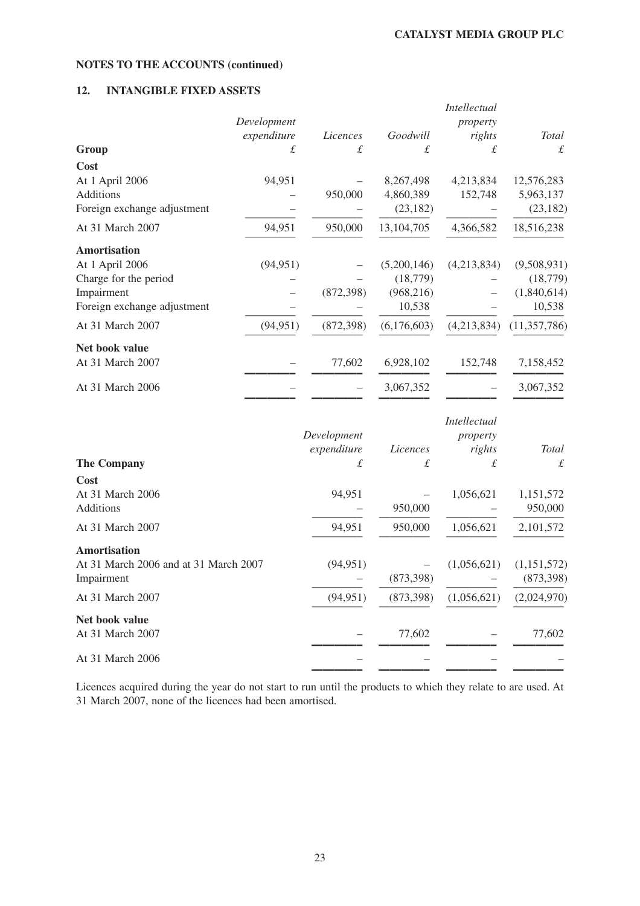## NOTES TO THE ACCOUNTS (continued)

### 12. INTANGIBLE FIXED ASSETS

| Group | *Development expenditure* £ | *Licences* £ | *Goodwill* £ | *Intellectual property rights* £ | *Total* £ |
|---|---|---|---|---|---|
| **Cost** | | | | | |
| At 1 April 2006 | 94,951 | – | 8,267,498 | 4,213,834 | 12,576,283 |
| Additions | – | 950,000 | 4,860,389 | 152,748 | 5,963,137 |
| Foreign exchange adjustment | – | – | (23,182) | – | (23,182) |
| At 31 March 2007 | 94,951 | 950,000 | 13,104,705 | 4,366,582 | 18,516,238 |
| **Amortisation** | | | | | |
| At 1 April 2006 | (94,951) | – | (5,200,146) | (4,213,834) | (9,508,931) |
| Charge for the period | – | – | (18,779) | – | (18,779) |
| Impairment | – | (872,398) | (968,216) | – | (1,840,614) |
| Foreign exchange adjustment | – | – | 10,538 | – | 10,538 |
| At 31 March 2007 | (94,951) | (872,398) | (6,176,603) | (4,213,834) | (11,357,786) |
| **Net book value** | | | | | |
| At 31 March 2007 | – | 77,602 | 6,928,102 | 152,748 | 7,158,452 |
| At 31 March 2006 | – | – | 3,067,352 | – | 3,067,352 |

| The Company | *Development expenditure* £ | *Licences* £ | *Intellectual property rights* £ | *Total* £ |
|---|---|---|---|---|
| **Cost** | | | | |
| At 31 March 2006 | 94,951 | – | 1,056,621 | 1,151,572 |
| Additions | – | 950,000 | – | 950,000 |
| At 31 March 2007 | 94,951 | 950,000 | 1,056,621 | 2,101,572 |
| **Amortisation** | | | | |
| At 31 March 2006 and at 31 March 2007 | (94,951) | – | (1,056,621) | (1,151,572) |
| Impairment | – | (873,398) | – | (873,398) |
| At 31 March 2007 | (94,951) | (873,398) | (1,056,621) | (2,024,970) |
| **Net book value** | | | | |
| At 31 March 2007 | – | 77,602 | – | 77,602 |
| At 31 March 2006 | – | – | – | – |

Licences acquired during the year do not start to run until the products to which they relate to are used. At 31 March 2007, none of the licences had been amortised.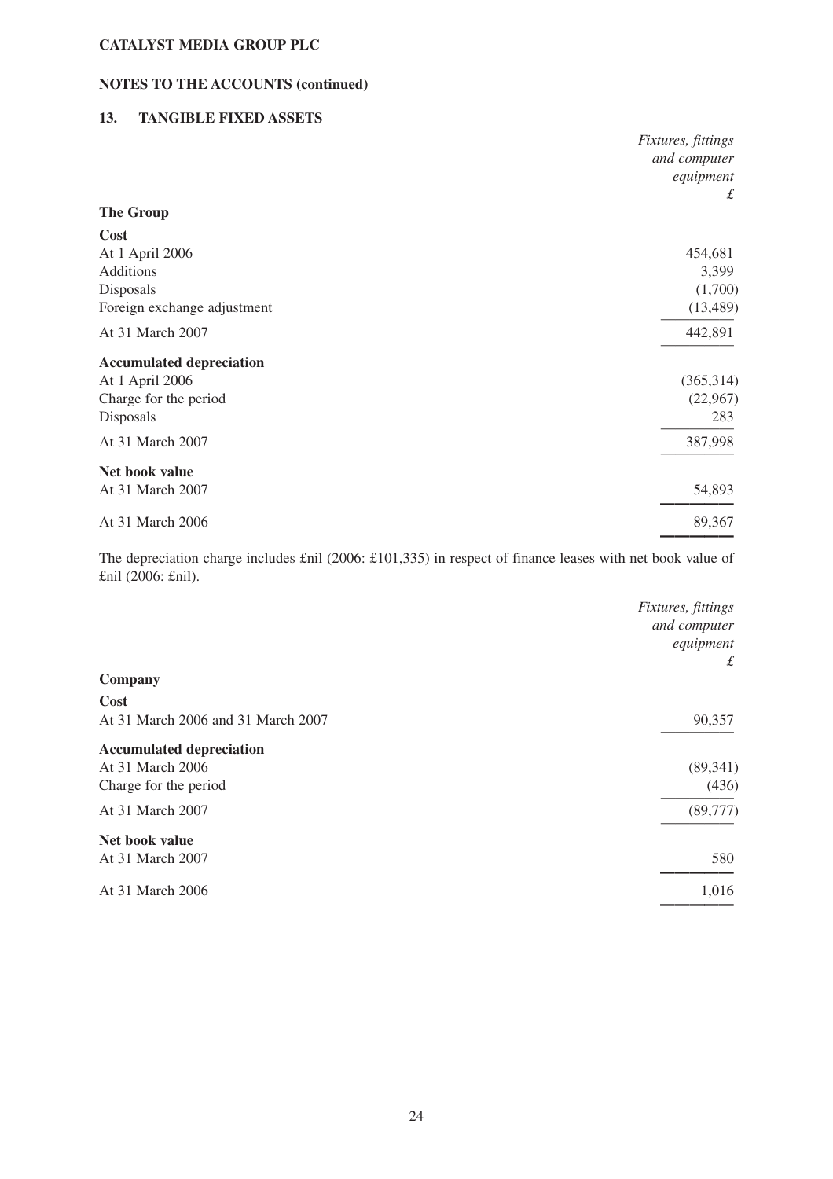**CATALYST MEDIA GROUP PLC**

**NOTES TO THE ACCOUNTS (continued)**

### 13. TANGIBLE FIXED ASSETS

| | *Fixtures, fittings and computer equipment* |
|---|---|
| | *£* |
| **The Group** | |
| **Cost** | |
| At 1 April 2006 | 454,681 |
| Additions | 3,399 |
| Disposals | (1,700) |
| Foreign exchange adjustment | (13,489) |
| At 31 March 2007 | 442,891 |
| **Accumulated depreciation** | |
| At 1 April 2006 | (365,314) |
| Charge for the period | (22,967) |
| Disposals | 283 |
| At 31 March 2007 | 387,998 |
| **Net book value** | |
| At 31 March 2007 | 54,893 |
| At 31 March 2006 | 89,367 |

The depreciation charge includes £nil (2006: £101,335) in respect of finance leases with net book value of £nil (2006: £nil).

| | *Fixtures, fittings and computer equipment* |
|---|---|
| | *£* |
| **Company** | |
| **Cost** | |
| At 31 March 2006 and 31 March 2007 | 90,357 |
| **Accumulated depreciation** | |
| At 31 March 2006 | (89,341) |
| Charge for the period | (436) |
| At 31 March 2007 | (89,777) |
| **Net book value** | |
| At 31 March 2007 | 580 |
| At 31 March 2006 | 1,016 |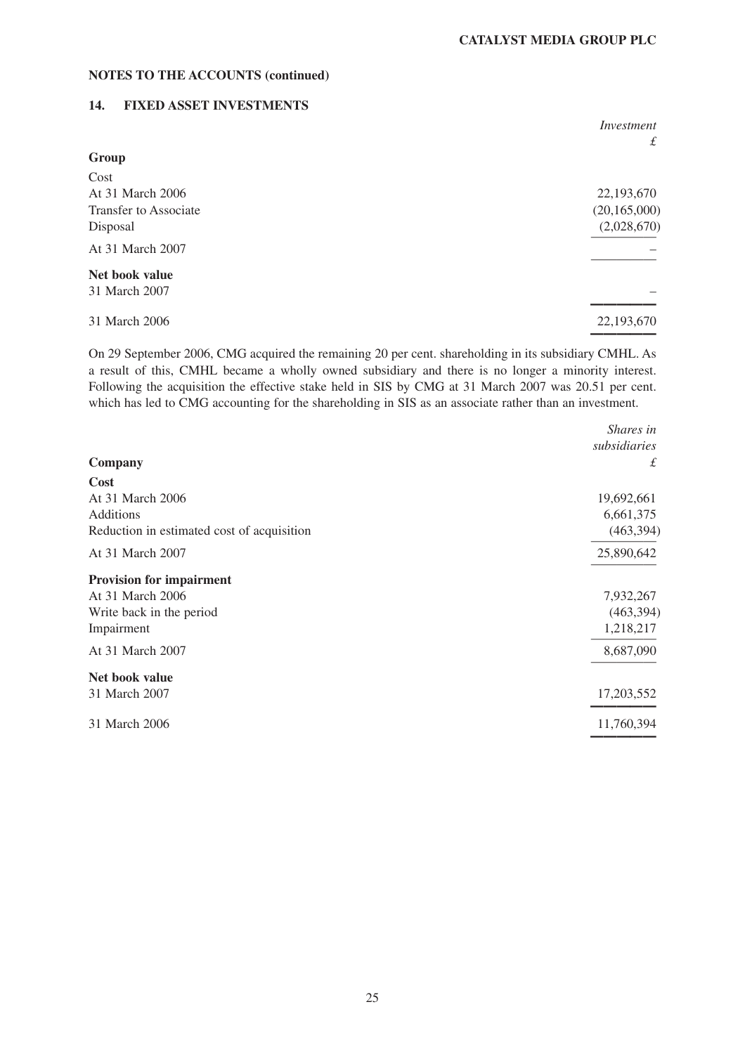## NOTES TO THE ACCOUNTS (continued)

### 14. FIXED ASSET INVESTMENTS

| | *Investment* *£* |
|---|---|
| **Group** | |
| Cost | |
| At 31 March 2006 | 22,193,670 |
| Transfer to Associate | (20,165,000) |
| Disposal | (2,028,670) |
| At 31 March 2007 | – |
| **Net book value** | |
| 31 March 2007 | – |
| 31 March 2006 | 22,193,670 |

On 29 September 2006, CMG acquired the remaining 20 per cent. shareholding in its subsidiary CMHL. As a result of this, CMHL became a wholly owned subsidiary and there is no longer a minority interest. Following the acquisition the effective stake held in SIS by CMG at 31 March 2007 was 20.51 per cent. which has led to CMG accounting for the shareholding in SIS as an associate rather than an investment.

| **Company** | *Shares in subsidiaries* *£* |
|---|---|
| **Cost** | |
| At 31 March 2006 | 19,692,661 |
| Additions | 6,661,375 |
| Reduction in estimated cost of acquisition | (463,394) |
| At 31 March 2007 | 25,890,642 |
| **Provision for impairment** | |
| At 31 March 2006 | 7,932,267 |
| Write back in the period | (463,394) |
| Impairment | 1,218,217 |
| At 31 March 2007 | 8,687,090 |
| **Net book value** | |
| 31 March 2007 | 17,203,552 |
| 31 March 2006 | 11,760,394 |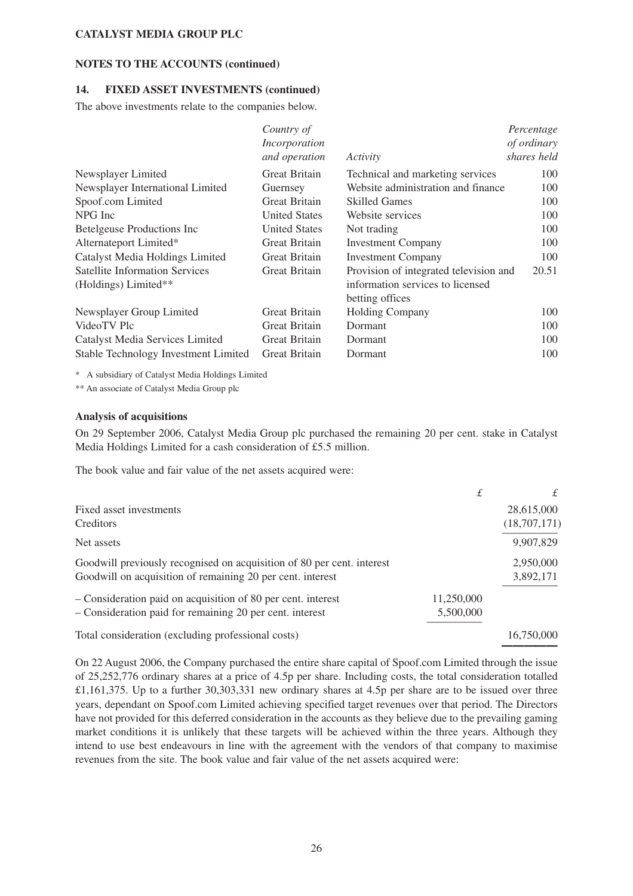**CATALYST MEDIA GROUP PLC**

**NOTES TO THE ACCOUNTS (continued)**

## 14. FIXED ASSET INVESTMENTS (continued)

The above investments relate to the companies below.

| | *Country of Incorporation and operation* | *Activity* | *Percentage of ordinary shares held* |
|---|---|---|---|
| Newsplayer Limited | Great Britain | Technical and marketing services | 100 |
| Newsplayer International Limited | Guernsey | Website administration and finance | 100 |
| Spoof.com Limited | Great Britain | Skilled Games | 100 |
| NPG Inc | United States | Website services | 100 |
| Betelgeuse Productions Inc | United States | Not trading | 100 |
| Alternateport Limited* | Great Britain | Investment Company | 100 |
| Catalyst Media Holdings Limited | Great Britain | Investment Company | 100 |
| Satellite Information Services (Holdings) Limited** | Great Britain | Provision of integrated television and information services to licensed betting offices | 20.51 |
| Newsplayer Group Limited | Great Britain | Holding Company | 100 |
| VideoTV Plc | Great Britain | Dormant | 100 |
| Catalyst Media Services Limited | Great Britain | Dormant | 100 |
| Stable Technology Investment Limited | Great Britain | Dormant | 100 |

\* A subsidiary of Catalyst Media Holdings Limited

\** An associate of Catalyst Media Group plc

**Analysis of acquisitions**

On 29 September 2006, Catalyst Media Group plc purchased the remaining 20 per cent. stake in Catalyst Media Holdings Limited for a cash consideration of £5.5 million.

The book value and fair value of the net assets acquired were:

| | £ | £ |
|---|---|---|
| Fixed asset investments | | 28,615,000 |
| Creditors | | (18,707,171) |
| Net assets | | 9,907,829 |
| Goodwill previously recognised on acquisition of 80 per cent. interest | | 2,950,000 |
| Goodwill on acquisition of remaining 20 per cent. interest | | 3,892,171 |
| – Consideration paid on acquisition of 80 per cent. interest | 11,250,000 | |
| – Consideration paid for remaining 20 per cent. interest | 5,500,000 | |
| Total consideration (excluding professional costs) | | 16,750,000 |

On 22 August 2006, the Company purchased the entire share capital of Spoof.com Limited through the issue of 25,252,776 ordinary shares at a price of 4.5p per share. Including costs, the total consideration totalled £1,161,375. Up to a further 30,303,331 new ordinary shares at 4.5p per share are to be issued over three years, dependant on Spoof.com Limited achieving specified target revenues over that period. The Directors have not provided for this deferred consideration in the accounts as they believe due to the prevailing gaming market conditions it is unlikely that these targets will be achieved within the three years. Although they intend to use best endeavours in line with the agreement with the vendors of that company to maximise revenues from the site. The book value and fair value of the net assets acquired were: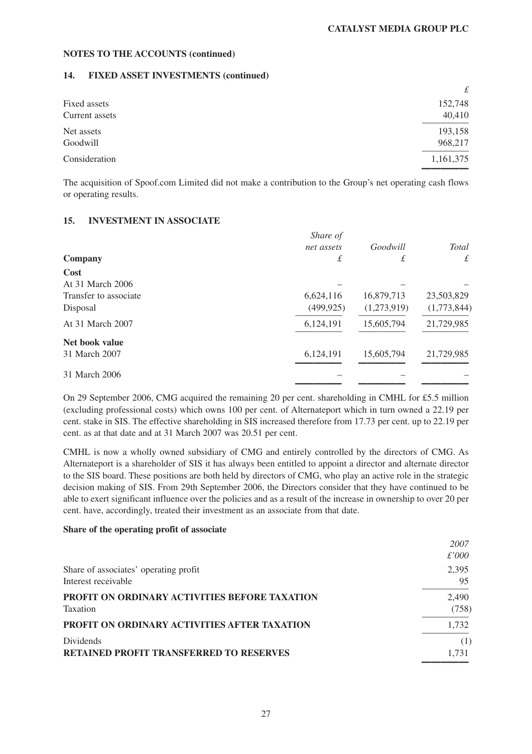## NOTES TO THE ACCOUNTS (continued)

### 14. FIXED ASSET INVESTMENTS (continued)

| | £ |
|---|---|
| Fixed assets | 152,748 |
| Current assets | 40,410 |
| Net assets | 193,158 |
| Goodwill | 968,217 |
| Consideration | 1,161,375 |

The acquisition of Spoof.com Limited did not make a contribution to the Group's net operating cash flows or operating results.

### 15. INVESTMENT IN ASSOCIATE

| Company | *Share of net assets* £ | *Goodwill* £ | *Total* £ |
|---|---|---|---|
| **Cost** | | | |
| At 31 March 2006 | – | – | – |
| Transfer to associate | 6,624,116 | 16,879,713 | 23,503,829 |
| Disposal | (499,925) | (1,273,919) | (1,773,844) |
| At 31 March 2007 | 6,124,191 | 15,605,794 | 21,729,985 |
| **Net book value** | | | |
| 31 March 2007 | 6,124,191 | 15,605,794 | 21,729,985 |
| 31 March 2006 | – | – | – |

On 29 September 2006, CMG acquired the remaining 20 per cent. shareholding in CMHL for £5.5 million (excluding professional costs) which owns 100 per cent. of Alternateport which in turn owned a 22.19 per cent. stake in SIS. The effective shareholding in SIS increased therefore from 17.73 per cent. up to 22.19 per cent. as at that date and at 31 March 2007 was 20.51 per cent.

CMHL is now a wholly owned subsidiary of CMG and entirely controlled by the directors of CMG. As Alternateport is a shareholder of SIS it has always been entitled to appoint a director and alternate director to the SIS board. These positions are both held by directors of CMG, who play an active role in the strategic decision making of SIS. From 29th September 2006, the Directors consider that they have continued to be able to exert significant influence over the policies and as a result of the increase in ownership to over 20 per cent. have, accordingly, treated their investment as an associate from that date.

**Share of the operating profit of associate**

| | *2007* *£'000* |
|---|---|
| Share of associates' operating profit | 2,395 |
| Interest receivable | 95 |
| **PROFIT ON ORDINARY ACTIVITIES BEFORE TAXATION** | 2,490 |
| Taxation | (758) |
| **PROFIT ON ORDINARY ACTIVITIES AFTER TAXATION** | 1,732 |
| Dividends | (1) |
| **RETAINED PROFIT TRANSFERRED TO RESERVES** | 1,731 |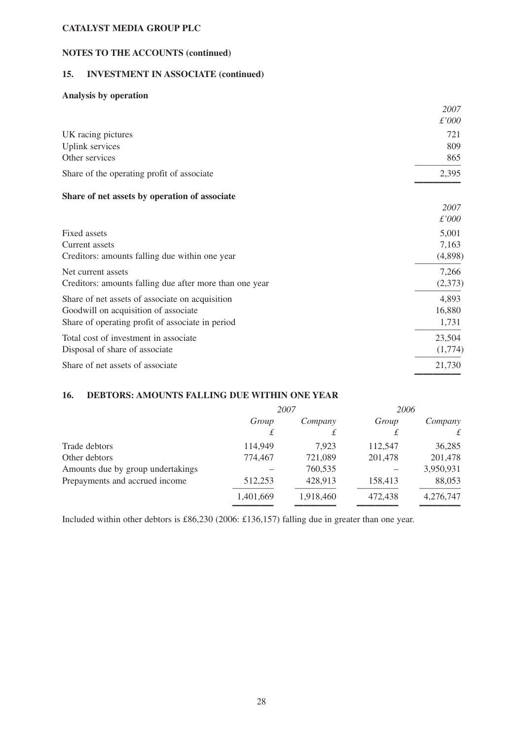**CATALYST MEDIA GROUP PLC**

**NOTES TO THE ACCOUNTS (continued)**

## 15. INVESTMENT IN ASSOCIATE (continued)

**Analysis by operation**

| | *2007* |
|---|---|
| | *£'000* |
| UK racing pictures | 721 |
| Uplink services | 809 |
| Other services | 865 |
| Share of the operating profit of associate | 2,395 |

**Share of net assets by operation of associate**

| | *2007* |
|---|---|
| | *£'000* |
| Fixed assets | 5,001 |
| Current assets | 7,163 |
| Creditors: amounts falling due within one year | (4,898) |
| Net current assets | 7,266 |
| Creditors: amounts falling due after more than one year | (2,373) |
| Share of net assets of associate on acquisition | 4,893 |
| Goodwill on acquisition of associate | 16,880 |
| Share of operating profit of associate in period | 1,731 |
| Total cost of investment in associate | 23,504 |
| Disposal of share of associate | (1,774) |
| Share of net assets of associate | 21,730 |

## 16. DEBTORS: AMOUNTS FALLING DUE WITHIN ONE YEAR

| | *2007* | | *2006* | |
|---|---|---|---|---|
| | *Group* | *Company* | *Group* | *Company* |
| | *£* | *£* | *£* | *£* |
| Trade debtors | 114,949 | 7,923 | 112,547 | 36,285 |
| Other debtors | 774,467 | 721,089 | 201,478 | 201,478 |
| Amounts due by group undertakings | – | 760,535 | – | 3,950,931 |
| Prepayments and accrued income | 512,253 | 428,913 | 158,413 | 88,053 |
| | 1,401,669 | 1,918,460 | 472,438 | 4,276,747 |

Included within other debtors is £86,230 (2006: £136,157) falling due in greater than one year.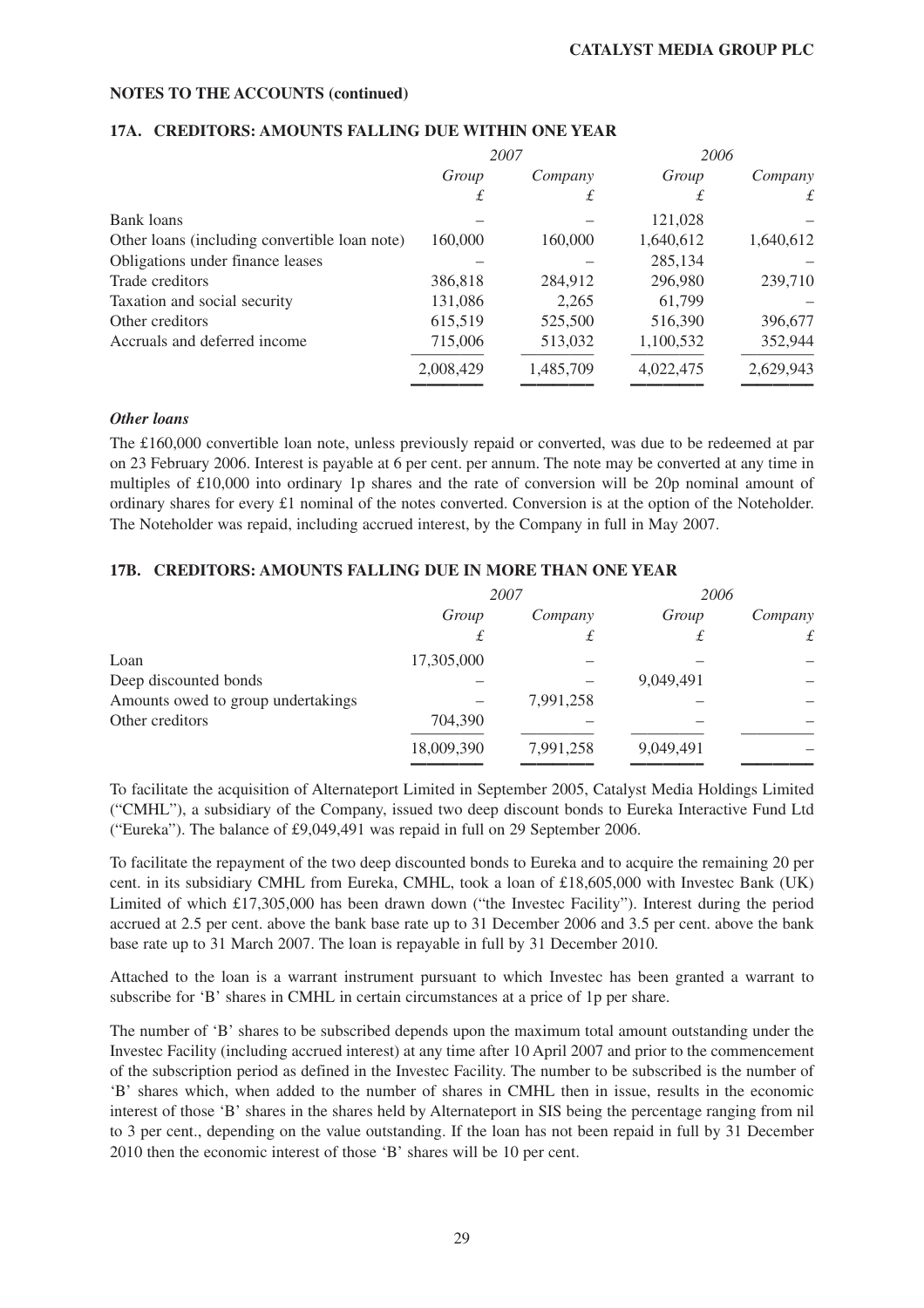**NOTES TO THE ACCOUNTS (continued)**

## 17A. CREDITORS: AMOUNTS FALLING DUE WITHIN ONE YEAR

| | 2007 | | 2006 | |
|---|---|---|---|---|
| | *Group* | *Company* | *Group* | *Company* |
| | *£* | *£* | *£* | *£* |
| Bank loans | – | – | 121,028 | – |
| Other loans (including convertible loan note) | 160,000 | 160,000 | 1,640,612 | 1,640,612 |
| Obligations under finance leases | – | – | 285,134 | – |
| Trade creditors | 386,818 | 284,912 | 296,980 | 239,710 |
| Taxation and social security | 131,086 | 2,265 | 61,799 | – |
| Other creditors | 615,519 | 525,500 | 516,390 | 396,677 |
| Accruals and deferred income | 715,006 | 513,032 | 1,100,532 | 352,944 |
| | 2,008,429 | 1,485,709 | 4,022,475 | 2,629,943 |

***Other loans***

The £160,000 convertible loan note, unless previously repaid or converted, was due to be redeemed at par on 23 February 2006. Interest is payable at 6 per cent. per annum. The note may be converted at any time in multiples of £10,000 into ordinary 1p shares and the rate of conversion will be 20p nominal amount of ordinary shares for every £1 nominal of the notes converted. Conversion is at the option of the Noteholder. The Noteholder was repaid, including accrued interest, by the Company in full in May 2007.

## 17B. CREDITORS: AMOUNTS FALLING DUE IN MORE THAN ONE YEAR

| | 2007 | | 2006 | |
|---|---|---|---|---|
| | *Group* | *Company* | *Group* | *Company* |
| | *£* | *£* | *£* | *£* |
| Loan | 17,305,000 | – | – | – |
| Deep discounted bonds | – | – | 9,049,491 | – |
| Amounts owed to group undertakings | – | 7,991,258 | – | – |
| Other creditors | 704,390 | – | – | – |
| | 18,009,390 | 7,991,258 | 9,049,491 | – |

To facilitate the acquisition of Alternateport Limited in September 2005, Catalyst Media Holdings Limited ("CMHL"), a subsidiary of the Company, issued two deep discount bonds to Eureka Interactive Fund Ltd ("Eureka"). The balance of £9,049,491 was repaid in full on 29 September 2006.

To facilitate the repayment of the two deep discounted bonds to Eureka and to acquire the remaining 20 per cent. in its subsidiary CMHL from Eureka, CMHL, took a loan of £18,605,000 with Investec Bank (UK) Limited of which £17,305,000 has been drawn down ("the Investec Facility"). Interest during the period accrued at 2.5 per cent. above the bank base rate up to 31 December 2006 and 3.5 per cent. above the bank base rate up to 31 March 2007. The loan is repayable in full by 31 December 2010.

Attached to the loan is a warrant instrument pursuant to which Investec has been granted a warrant to subscribe for 'B' shares in CMHL in certain circumstances at a price of 1p per share.

The number of 'B' shares to be subscribed depends upon the maximum total amount outstanding under the Investec Facility (including accrued interest) at any time after 10 April 2007 and prior to the commencement of the subscription period as defined in the Investec Facility. The number to be subscribed is the number of 'B' shares which, when added to the number of shares in CMHL then in issue, results in the economic interest of those 'B' shares in the shares held by Alternateport in SIS being the percentage ranging from nil to 3 per cent., depending on the value outstanding. If the loan has not been repaid in full by 31 December 2010 then the economic interest of those 'B' shares will be 10 per cent.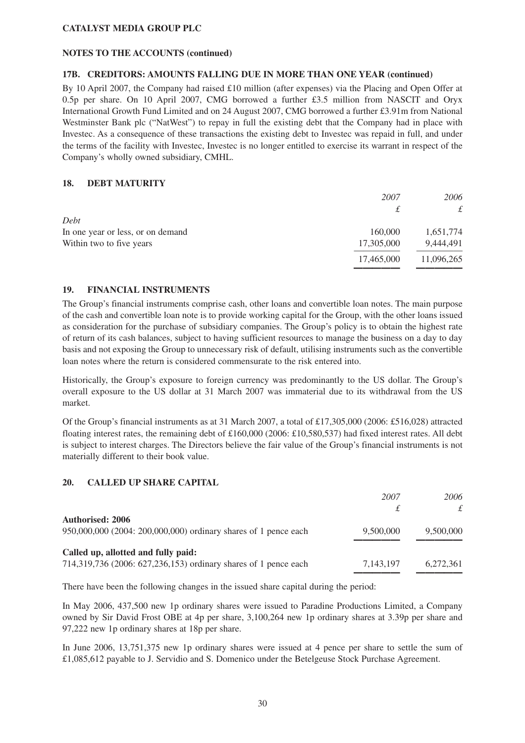**CATALYST MEDIA GROUP PLC**

**NOTES TO THE ACCOUNTS (continued)**

### 17B. CREDITORS: AMOUNTS FALLING DUE IN MORE THAN ONE YEAR (continued)

By 10 April 2007, the Company had raised £10 million (after expenses) via the Placing and Open Offer at 0.5p per share. On 10 April 2007, CMG borrowed a further £3.5 million from NASCIT and Oryx International Growth Fund Limited and on 24 August 2007, CMG borrowed a further £3.91m from National Westminster Bank plc ("NatWest") to repay in full the existing debt that the Company had in place with Investec. As a consequence of these transactions the existing debt to Investec was repaid in full, and under the terms of the facility with Investec, Investec is no longer entitled to exercise its warrant in respect of the Company's wholly owned subsidiary, CMHL.

### 18. DEBT MATURITY

| | *2007* | *2006* |
|---|---|---|
| | *£* | *£* |
| *Debt* | | |
| In one year or less, or on demand | 160,000 | 1,651,774 |
| Within two to five years | 17,305,000 | 9,444,491 |
| | 17,465,000 | 11,096,265 |

### 19. FINANCIAL INSTRUMENTS

The Group's financial instruments comprise cash, other loans and convertible loan notes. The main purpose of the cash and convertible loan note is to provide working capital for the Group, with the other loans issued as consideration for the purchase of subsidiary companies. The Group's policy is to obtain the highest rate of return of its cash balances, subject to having sufficient resources to manage the business on a day to day basis and not exposing the Group to unnecessary risk of default, utilising instruments such as the convertible loan notes where the return is considered commensurate to the risk entered into.

Historically, the Group's exposure to foreign currency was predominantly to the US dollar. The Group's overall exposure to the US dollar at 31 March 2007 was immaterial due to its withdrawal from the US market.

Of the Group's financial instruments as at 31 March 2007, a total of £17,305,000 (2006: £516,028) attracted floating interest rates, the remaining debt of £160,000 (2006: £10,580,537) had fixed interest rates. All debt is subject to interest charges. The Directors believe the fair value of the Group's financial instruments is not materially different to their book value.

### 20. CALLED UP SHARE CAPITAL

| | *2007* | *2006* |
|---|---|---|
| | *£* | *£* |
| **Authorised: 2006** | | |
| 950,000,000 (2004: 200,000,000) ordinary shares of 1 pence each | 9,500,000 | 9,500,000 |
| **Called up, allotted and fully paid:** | | |
| 714,319,736 (2006: 627,236,153) ordinary shares of 1 pence each | 7,143,197 | 6,272,361 |

There have been the following changes in the issued share capital during the period:

In May 2006, 437,500 new 1p ordinary shares were issued to Paradine Productions Limited, a Company owned by Sir David Frost OBE at 4p per share, 3,100,264 new 1p ordinary shares at 3.39p per share and 97,222 new 1p ordinary shares at 18p per share.

In June 2006, 13,751,375 new 1p ordinary shares were issued at 4 pence per share to settle the sum of £1,085,612 payable to J. Servidio and S. Domenico under the Betelgeuse Stock Purchase Agreement.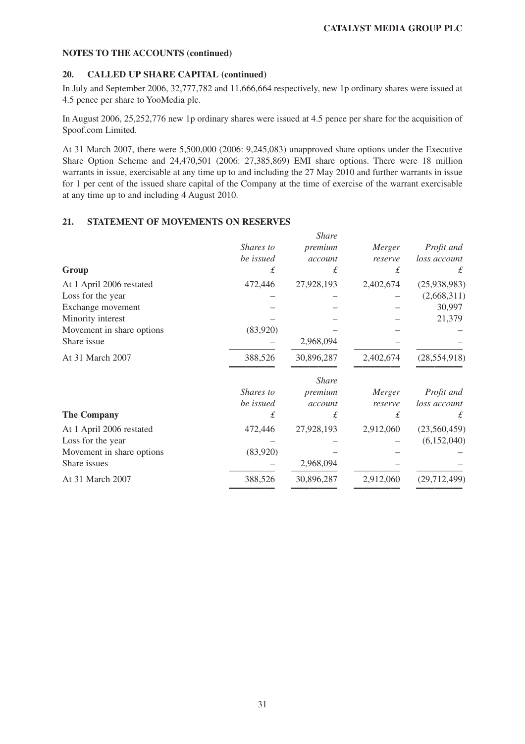**NOTES TO THE ACCOUNTS (continued)**

## 20. CALLED UP SHARE CAPITAL (continued)

In July and September 2006, 32,777,782 and 11,666,664 respectively, new 1p ordinary shares were issued at 4.5 pence per share to YooMedia plc.

In August 2006, 25,252,776 new 1p ordinary shares were issued at 4.5 pence per share for the acquisition of Spoof.com Limited.

At 31 March 2007, there were 5,500,000 (2006: 9,245,083) unapproved share options under the Executive Share Option Scheme and 24,470,501 (2006: 27,385,869) EMI share options. There were 18 million warrants in issue, exercisable at any time up to and including the 27 May 2010 and further warrants in issue for 1 per cent of the issued share capital of the Company at the time of exercise of the warrant exercisable at any time up to and including 4 August 2010.

## 21. STATEMENT OF MOVEMENTS ON RESERVES

| **Group** | *Shares to be issued* £ | *Share premium account* £ | *Merger reserve* £ | *Profit and loss account* £ |
|---|---|---|---|---|
| At 1 April 2006 restated | 472,446 | 27,928,193 | 2,402,674 | (25,938,983) |
| Loss for the year | – | – | – | (2,668,311) |
| Exchange movement | – | – | – | 30,997 |
| Minority interest | – | – | – | 21,379 |
| Movement in share options | (83,920) | – | – | – |
| Share issue | – | 2,968,094 | – | – |
| At 31 March 2007 | 388,526 | 30,896,287 | 2,402,674 | (28,554,918) |

| **The Company** | *Shares to be issued* £ | *Share premium account* £ | *Merger reserve* £ | *Profit and loss account* £ |
|---|---|---|---|---|
| At 1 April 2006 restated | 472,446 | 27,928,193 | 2,912,060 | (23,560,459) |
| Loss for the year | – | – | – | (6,152,040) |
| Movement in share options | (83,920) | – | – | – |
| Share issues | – | 2,968,094 | – | – |
| At 31 March 2007 | 388,526 | 30,896,287 | 2,912,060 | (29,712,499) |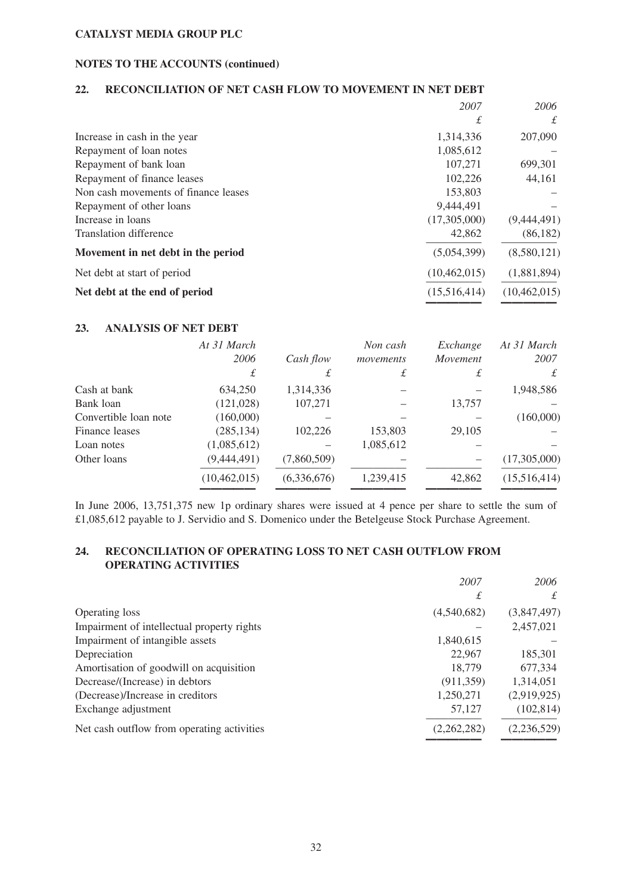**CATALYST MEDIA GROUP PLC**

**NOTES TO THE ACCOUNTS (continued)**

## 22. RECONCILIATION OF NET CASH FLOW TO MOVEMENT IN NET DEBT

| | *2007* | *2006* |
|---|---|---|
| | *£* | *£* |
| Increase in cash in the year | 1,314,336 | 207,090 |
| Repayment of loan notes | 1,085,612 | – |
| Repayment of bank loan | 107,271 | 699,301 |
| Repayment of finance leases | 102,226 | 44,161 |
| Non cash movements of finance leases | 153,803 | – |
| Repayment of other loans | 9,444,491 | – |
| Increase in loans | (17,305,000) | (9,444,491) |
| Translation difference | 42,862 | (86,182) |
| **Movement in net debt in the period** | (5,054,399) | (8,580,121) |
| Net debt at start of period | (10,462,015) | (1,881,894) |
| **Net debt at the end of period** | (15,516,414) | (10,462,015) |

## 23. ANALYSIS OF NET DEBT

| | *At 31 March 2006* | *Cash flow* | *Non cash movements* | *Exchange Movement* | *At 31 March 2007* |
|---|---|---|---|---|---|
| | *£* | *£* | *£* | *£* | *£* |
| Cash at bank | 634,250 | 1,314,336 | – | – | 1,948,586 |
| Bank loan | (121,028) | 107,271 | – | 13,757 | – |
| Convertible loan note | (160,000) | – | – | – | (160,000) |
| Finance leases | (285,134) | 102,226 | 153,803 | 29,105 | – |
| Loan notes | (1,085,612) | – | 1,085,612 | – | – |
| Other loans | (9,444,491) | (7,860,509) | – | – | (17,305,000) |
| | (10,462,015) | (6,336,676) | 1,239,415 | 42,862 | (15,516,414) |

In June 2006, 13,751,375 new 1p ordinary shares were issued at 4 pence per share to settle the sum of £1,085,612 payable to J. Servidio and S. Domenico under the Betelgeuse Stock Purchase Agreement.

## 24. RECONCILIATION OF OPERATING LOSS TO NET CASH OUTFLOW FROM OPERATING ACTIVITIES

| | *2007* | *2006* |
|---|---|---|
| | *£* | *£* |
| Operating loss | (4,540,682) | (3,847,497) |
| Impairment of intellectual property rights | – | 2,457,021 |
| Impairment of intangible assets | 1,840,615 | – |
| Depreciation | 22,967 | 185,301 |
| Amortisation of goodwill on acquisition | 18,779 | 677,334 |
| Decrease/(Increase) in debtors | (911,359) | 1,314,051 |
| (Decrease)/Increase in creditors | 1,250,271 | (2,919,925) |
| Exchange adjustment | 57,127 | (102,814) |
| Net cash outflow from operating activities | (2,262,282) | (2,236,529) |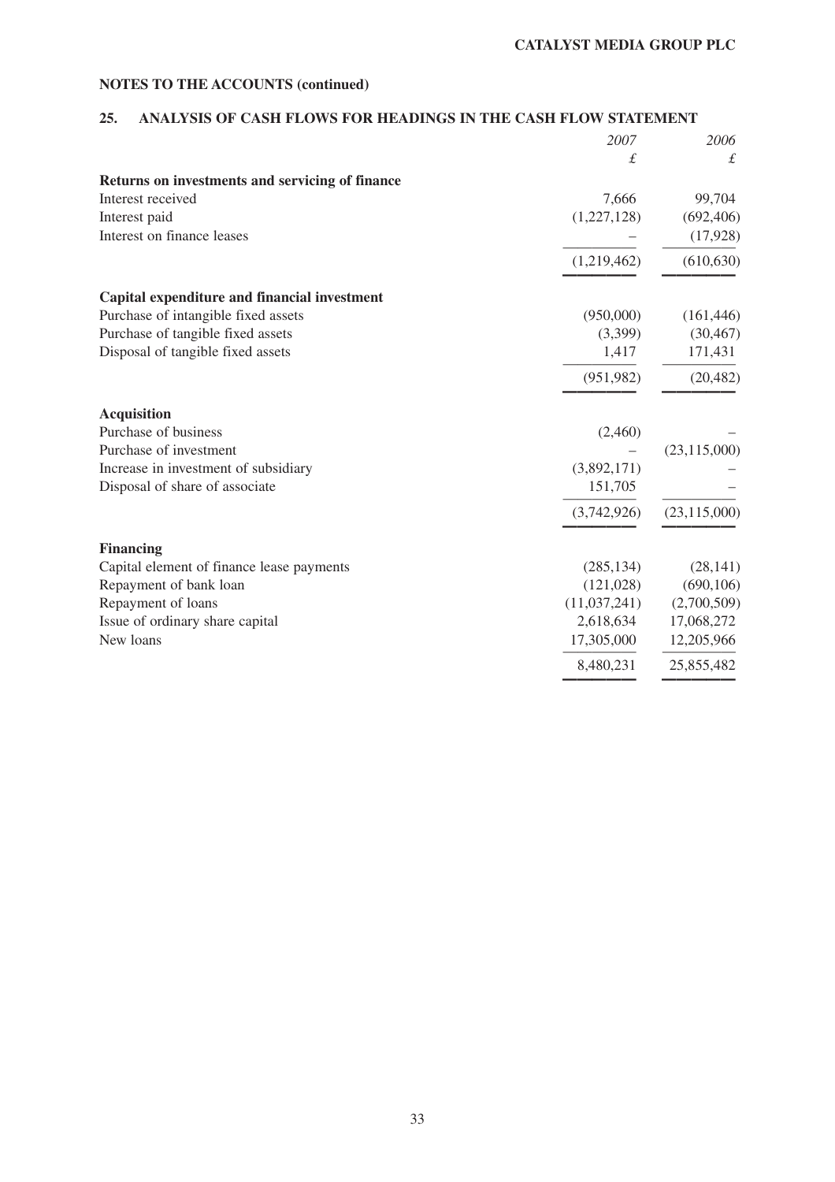## NOTES TO THE ACCOUNTS (continued)

## 25. ANALYSIS OF CASH FLOWS FOR HEADINGS IN THE CASH FLOW STATEMENT

| | *2007* | *2006* |
|---|---|---|
| | *£* | *£* |
| **Returns on investments and servicing of finance** | | |
| Interest received | 7,666 | 99,704 |
| Interest paid | (1,227,128) | (692,406) |
| Interest on finance leases | – | (17,928) |
| | (1,219,462) | (610,630) |
| **Capital expenditure and financial investment** | | |
| Purchase of intangible fixed assets | (950,000) | (161,446) |
| Purchase of tangible fixed assets | (3,399) | (30,467) |
| Disposal of tangible fixed assets | 1,417 | 171,431 |
| | (951,982) | (20,482) |
| **Acquisition** | | |
| Purchase of business | (2,460) | – |
| Purchase of investment | – | (23,115,000) |
| Increase in investment of subsidiary | (3,892,171) | – |
| Disposal of share of associate | 151,705 | – |
| | (3,742,926) | (23,115,000) |
| **Financing** | | |
| Capital element of finance lease payments | (285,134) | (28,141) |
| Repayment of bank loan | (121,028) | (690,106) |
| Repayment of loans | (11,037,241) | (2,700,509) |
| Issue of ordinary share capital | 2,618,634 | 17,068,272 |
| New loans | 17,305,000 | 12,205,966 |
| | 8,480,231 | 25,855,482 |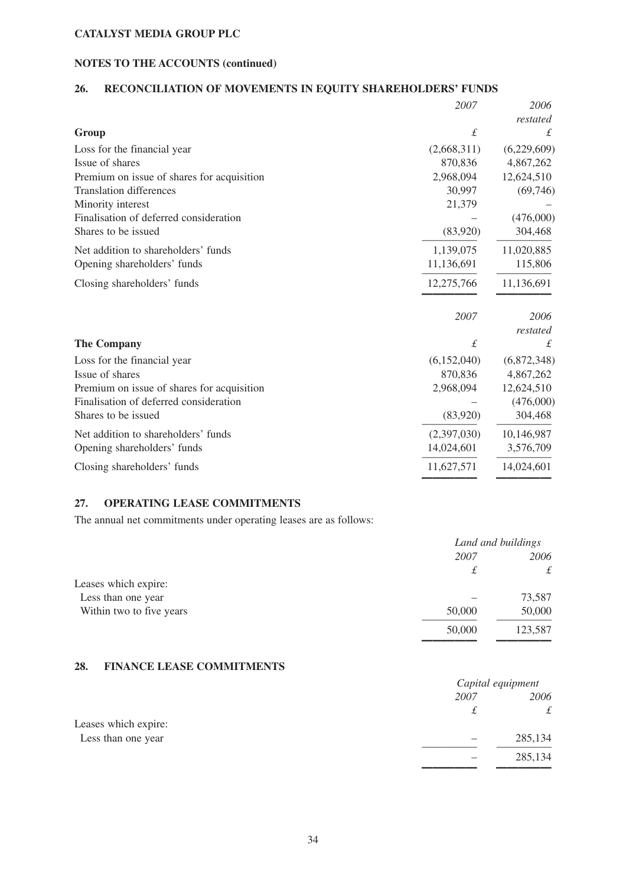**CATALYST MEDIA GROUP PLC**

**NOTES TO THE ACCOUNTS (continued)**

## 26. RECONCILIATION OF MOVEMENTS IN EQUITY SHAREHOLDERS' FUNDS

| | *2007* | *2006 restated* |
|---|---|---|
| **Group** | *£* | *£* |
| Loss for the financial year | (2,668,311) | (6,229,609) |
| Issue of shares | 870,836 | 4,867,262 |
| Premium on issue of shares for acquisition | 2,968,094 | 12,624,510 |
| Translation differences | 30,997 | (69,746) |
| Minority interest | 21,379 | – |
| Finalisation of deferred consideration | – | (476,000) |
| Shares to be issued | (83,920) | 304,468 |
| Net addition to shareholders' funds | 1,139,075 | 11,020,885 |
| Opening shareholders' funds | 11,136,691 | 115,806 |
| Closing shareholders' funds | 12,275,766 | 11,136,691 |

| | *2007* | *2006 restated* |
|---|---|---|
| **The Company** | *£* | *£* |
| Loss for the financial year | (6,152,040) | (6,872,348) |
| Issue of shares | 870,836 | 4,867,262 |
| Premium on issue of shares for acquisition | 2,968,094 | 12,624,510 |
| Finalisation of deferred consideration | – | (476,000) |
| Shares to be issued | (83,920) | 304,468 |
| Net addition to shareholders' funds | (2,397,030) | 10,146,987 |
| Opening shareholders' funds | 14,024,601 | 3,576,709 |
| Closing shareholders' funds | 11,627,571 | 14,024,601 |

## 27. OPERATING LEASE COMMITMENTS

The annual net commitments under operating leases are as follows:

| | *Land and buildings* | |
|---|---|---|
| | *2007* | *2006* |
| | *£* | *£* |
| Leases which expire: | | |
| Less than one year | – | 73,587 |
| Within two to five years | 50,000 | 50,000 |
| | 50,000 | 123,587 |

## 28. FINANCE LEASE COMMITMENTS

| | *Capital equipment* | |
|---|---|---|
| | *2007* | *2006* |
| | *£* | *£* |
| Leases which expire: | | |
| Less than one year | – | 285,134 |
| | – | 285,134 |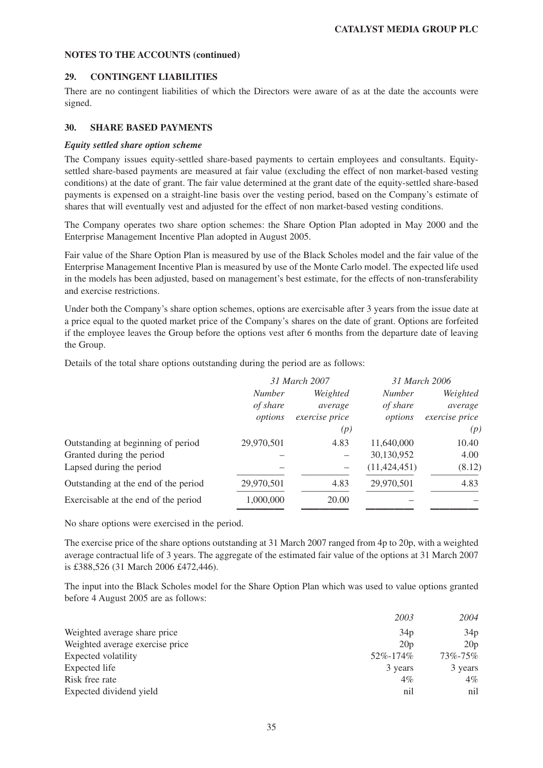**NOTES TO THE ACCOUNTS (continued)**

## 29. CONTINGENT LIABILITIES

There are no contingent liabilities of which the Directors were aware of as at the date the accounts were signed.

## 30. SHARE BASED PAYMENTS

***Equity settled share option scheme***

The Company issues equity-settled share-based payments to certain employees and consultants. Equity-settled share-based payments are measured at fair value (excluding the effect of non market-based vesting conditions) at the date of grant. The fair value determined at the grant date of the equity-settled share-based payments is expensed on a straight-line basis over the vesting period, based on the Company's estimate of shares that will eventually vest and adjusted for the effect of non market-based vesting conditions.

The Company operates two share option schemes: the Share Option Plan adopted in May 2000 and the Enterprise Management Incentive Plan adopted in August 2005.

Fair value of the Share Option Plan is measured by use of the Black Scholes model and the fair value of the Enterprise Management Incentive Plan is measured by use of the Monte Carlo model. The expected life used in the models has been adjusted, based on management's best estimate, for the effects of non-transferability and exercise restrictions.

Under both the Company's share option schemes, options are exercisable after 3 years from the issue date at a price equal to the quoted market price of the Company's shares on the date of grant. Options are forfeited if the employee leaves the Group before the options vest after 6 months from the departure date of leaving the Group.

Details of the total share options outstanding during the period are as follows:

| | *31 March 2007* | | *31 March 2006* | |
|---|---|---|---|---|
| | *Number of share options* | *Weighted average exercise price (p)* | *Number of share options* | *Weighted average exercise price (p)* |
| Outstanding at beginning of period | 29,970,501 | 4.83 | 11,640,000 | 10.40 |
| Granted during the period | – | – | 30,130,952 | 4.00 |
| Lapsed during the period | – | – | (11,424,451) | (8.12) |
| Outstanding at the end of the period | 29,970,501 | 4.83 | 29,970,501 | 4.83 |
| Exercisable at the end of the period | 1,000,000 | 20.00 | – | – |

No share options were exercised in the period.

The exercise price of the share options outstanding at 31 March 2007 ranged from 4p to 20p, with a weighted average contractual life of 3 years. The aggregate of the estimated fair value of the options at 31 March 2007 is £388,526 (31 March 2006 £472,446).

The input into the Black Scholes model for the Share Option Plan which was used to value options granted before 4 August 2005 are as follows:

| | *2003* | *2004* |
|---|---|---|
| Weighted average share price | 34p | 34p |
| Weighted average exercise price | 20p | 20p |
| Expected volatility | 52%-174% | 73%-75% |
| Expected life | 3 years | 3 years |
| Risk free rate | 4% | 4% |
| Expected dividend yield | nil | nil |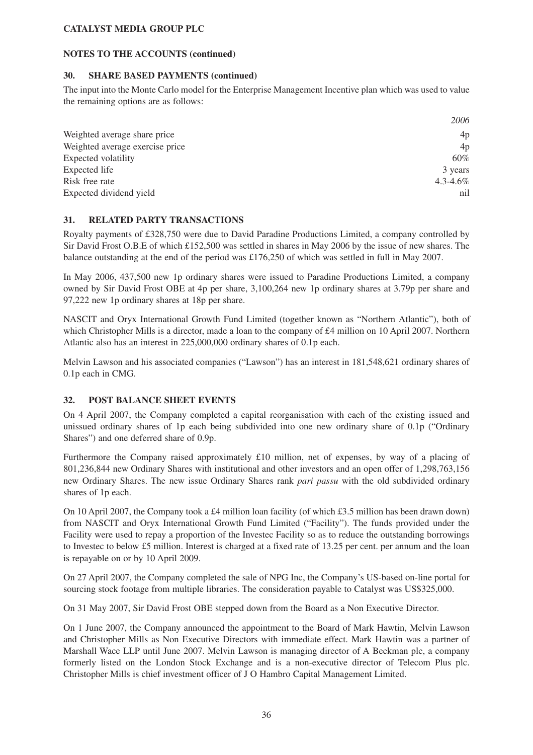**CATALYST MEDIA GROUP PLC**

**NOTES TO THE ACCOUNTS (continued)**

## 30. SHARE BASED PAYMENTS (continued)

The input into the Monte Carlo model for the Enterprise Management Incentive plan which was used to value the remaining options are as follows:

| | *2006* |
|---|---|
| Weighted average share price | 4p |
| Weighted average exercise price | 4p |
| Expected volatility | 60% |
| Expected life | 3 years |
| Risk free rate | 4.3-4.6% |
| Expected dividend yield | nil |

## 31. RELATED PARTY TRANSACTIONS

Royalty payments of £328,750 were due to David Paradine Productions Limited, a company controlled by Sir David Frost O.B.E of which £152,500 was settled in shares in May 2006 by the issue of new shares. The balance outstanding at the end of the period was £176,250 of which was settled in full in May 2007.

In May 2006, 437,500 new 1p ordinary shares were issued to Paradine Productions Limited, a company owned by Sir David Frost OBE at 4p per share, 3,100,264 new 1p ordinary shares at 3.79p per share and 97,222 new 1p ordinary shares at 18p per share.

NASCIT and Oryx International Growth Fund Limited (together known as "Northern Atlantic"), both of which Christopher Mills is a director, made a loan to the company of £4 million on 10 April 2007. Northern Atlantic also has an interest in 225,000,000 ordinary shares of 0.1p each.

Melvin Lawson and his associated companies ("Lawson") has an interest in 181,548,621 ordinary shares of 0.1p each in CMG.

## 32. POST BALANCE SHEET EVENTS

On 4 April 2007, the Company completed a capital reorganisation with each of the existing issued and unissued ordinary shares of 1p each being subdivided into one new ordinary share of 0.1p ("Ordinary Shares") and one deferred share of 0.9p.

Furthermore the Company raised approximately £10 million, net of expenses, by way of a placing of 801,236,844 new Ordinary Shares with institutional and other investors and an open offer of 1,298,763,156 new Ordinary Shares. The new issue Ordinary Shares rank *pari passu* with the old subdivided ordinary shares of 1p each.

On 10 April 2007, the Company took a £4 million loan facility (of which £3.5 million has been drawn down) from NASCIT and Oryx International Growth Fund Limited ("Facility"). The funds provided under the Facility were used to repay a proportion of the Investec Facility so as to reduce the outstanding borrowings to Investec to below £5 million. Interest is charged at a fixed rate of 13.25 per cent. per annum and the loan is repayable on or by 10 April 2009.

On 27 April 2007, the Company completed the sale of NPG Inc, the Company's US-based on-line portal for sourcing stock footage from multiple libraries. The consideration payable to Catalyst was US$325,000.

On 31 May 2007, Sir David Frost OBE stepped down from the Board as a Non Executive Director.

On 1 June 2007, the Company announced the appointment to the Board of Mark Hawtin, Melvin Lawson and Christopher Mills as Non Executive Directors with immediate effect. Mark Hawtin was a partner of Marshall Wace LLP until June 2007. Melvin Lawson is managing director of A Beckman plc, a company formerly listed on the London Stock Exchange and is a non-executive director of Telecom Plus plc. Christopher Mills is chief investment officer of J O Hambro Capital Management Limited.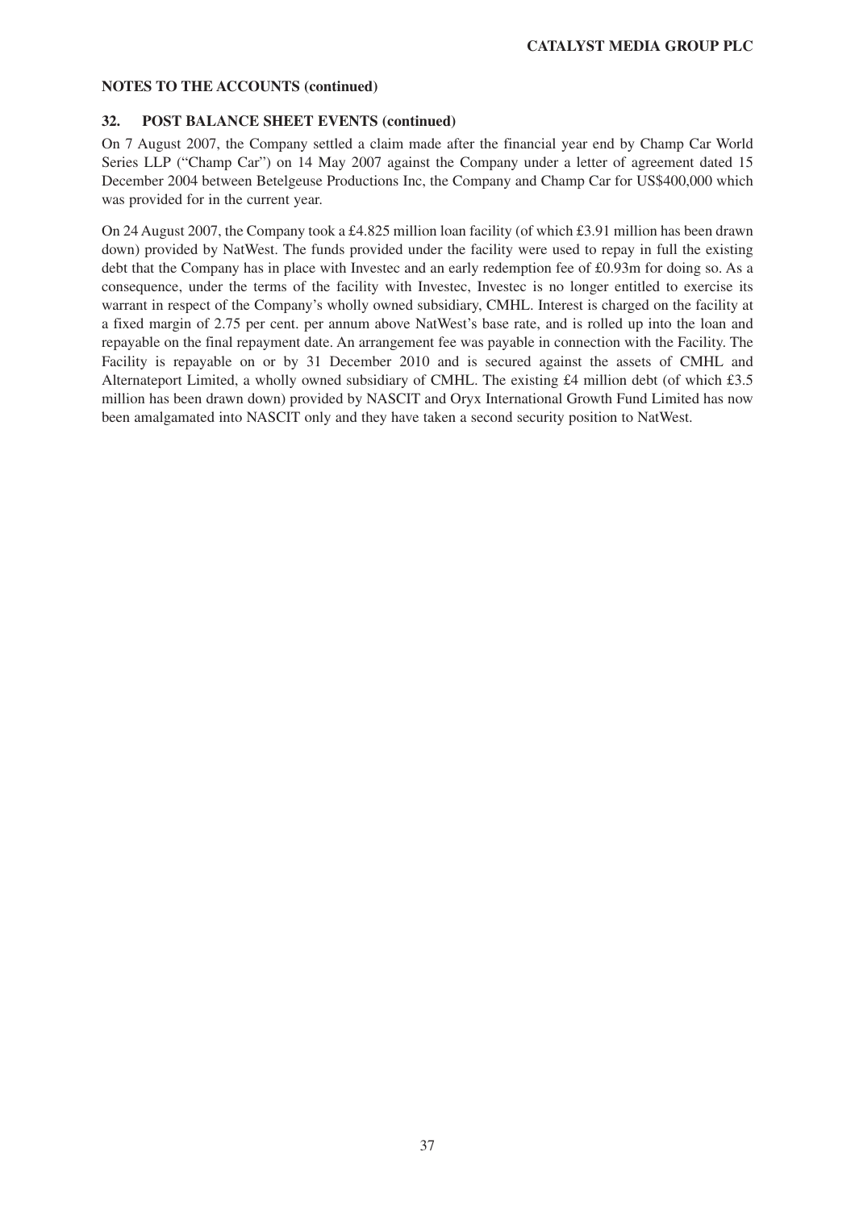**NOTES TO THE ACCOUNTS (continued)**

## 32. POST BALANCE SHEET EVENTS (continued)

On 7 August 2007, the Company settled a claim made after the financial year end by Champ Car World Series LLP ("Champ Car") on 14 May 2007 against the Company under a letter of agreement dated 15 December 2004 between Betelgeuse Productions Inc, the Company and Champ Car for US$400,000 which was provided for in the current year.

On 24 August 2007, the Company took a £4.825 million loan facility (of which £3.91 million has been drawn down) provided by NatWest. The funds provided under the facility were used to repay in full the existing debt that the Company has in place with Investec and an early redemption fee of £0.93m for doing so. As a consequence, under the terms of the facility with Investec, Investec is no longer entitled to exercise its warrant in respect of the Company's wholly owned subsidiary, CMHL. Interest is charged on the facility at a fixed margin of 2.75 per cent. per annum above NatWest's base rate, and is rolled up into the loan and repayable on the final repayment date. An arrangement fee was payable in connection with the Facility. The Facility is repayable on or by 31 December 2010 and is secured against the assets of CMHL and Alternateport Limited, a wholly owned subsidiary of CMHL. The existing £4 million debt (of which £3.5 million has been drawn down) provided by NASCIT and Oryx International Growth Fund Limited has now been amalgamated into NASCIT only and they have taken a second security position to NatWest.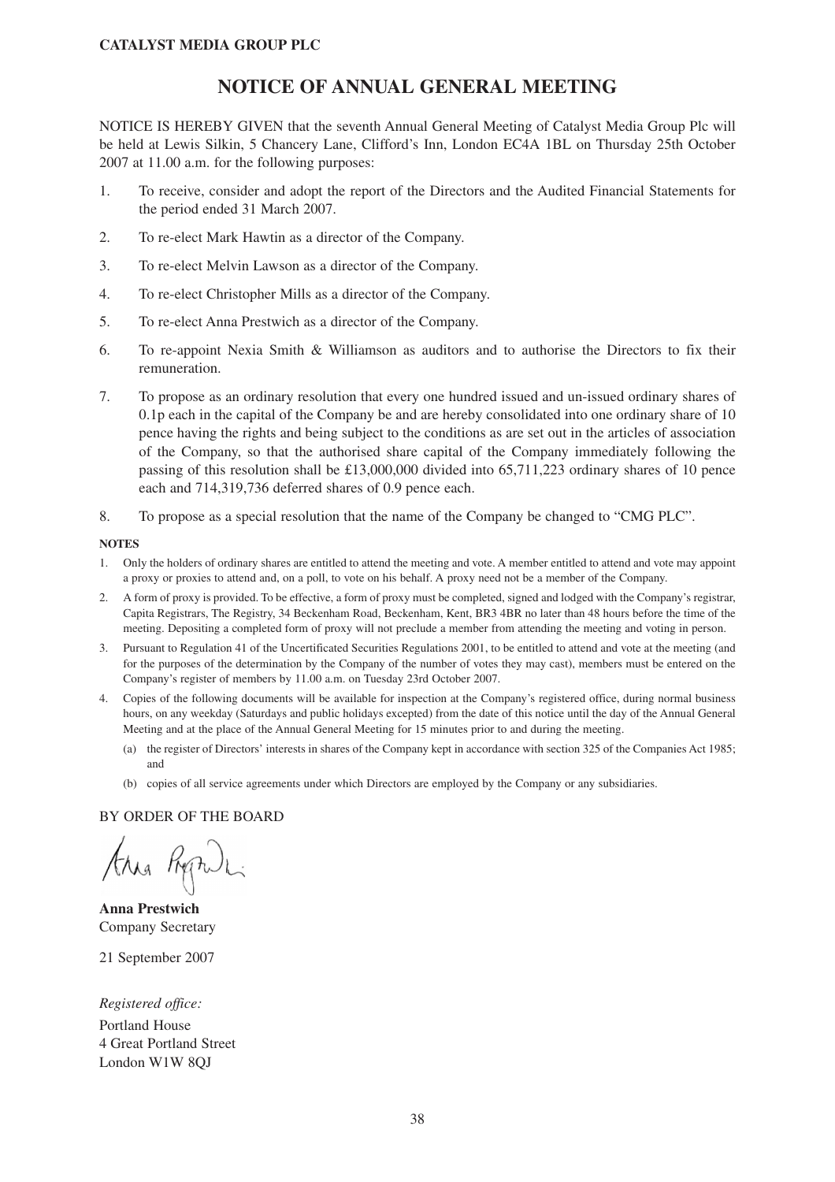**CATALYST MEDIA GROUP PLC**

# NOTICE OF ANNUAL GENERAL MEETING

NOTICE IS HEREBY GIVEN that the seventh Annual General Meeting of Catalyst Media Group Plc will be held at Lewis Silkin, 5 Chancery Lane, Clifford's Inn, London EC4A 1BL on Thursday 25th October 2007 at 11.00 a.m. for the following purposes:

1. To receive, consider and adopt the report of the Directors and the Audited Financial Statements for the period ended 31 March 2007.
2. To re-elect Mark Hawtin as a director of the Company.
3. To re-elect Melvin Lawson as a director of the Company.
4. To re-elect Christopher Mills as a director of the Company.
5. To re-elect Anna Prestwich as a director of the Company.
6. To re-appoint Nexia Smith & Williamson as auditors and to authorise the Directors to fix their remuneration.
7. To propose as an ordinary resolution that every one hundred issued and un-issued ordinary shares of 0.1p each in the capital of the Company be and are hereby consolidated into one ordinary share of 10 pence having the rights and being subject to the conditions as are set out in the articles of association of the Company, so that the authorised share capital of the Company immediately following the passing of this resolution shall be £13,000,000 divided into 65,711,223 ordinary shares of 10 pence each and 714,319,736 deferred shares of 0.9 pence each.
8. To propose as a special resolution that the name of the Company be changed to "CMG PLC".

**NOTES**

1. Only the holders of ordinary shares are entitled to attend the meeting and vote. A member entitled to attend and vote may appoint a proxy or proxies to attend and, on a poll, to vote on his behalf. A proxy need not be a member of the Company.
2. A form of proxy is provided. To be effective, a form of proxy must be completed, signed and lodged with the Company's registrar, Capita Registrars, The Registry, 34 Beckenham Road, Beckenham, Kent, BR3 4BR no later than 48 hours before the time of the meeting. Depositing a completed form of proxy will not preclude a member from attending the meeting and voting in person.
3. Pursuant to Regulation 41 of the Uncertificated Securities Regulations 2001, to be entitled to attend and vote at the meeting (and for the purposes of the determination by the Company of the number of votes they may cast), members must be entered on the Company's register of members by 11.00 a.m. on Tuesday 23rd October 2007.
4. Copies of the following documents will be available for inspection at the Company's registered office, during normal business hours, on any weekday (Saturdays and public holidays excepted) from the date of this notice until the day of the Annual General Meeting and at the place of the Annual General Meeting for 15 minutes prior to and during the meeting.
   (a) the register of Directors' interests in shares of the Company kept in accordance with section 325 of the Companies Act 1985; and
   (b) copies of all service agreements under which Directors are employed by the Company or any subsidiaries.

BY ORDER OF THE BOARD

**Anna Prestwich**
Company Secretary

21 September 2007

*Registered office:*
Portland House
4 Great Portland Street
London W1W 8QJ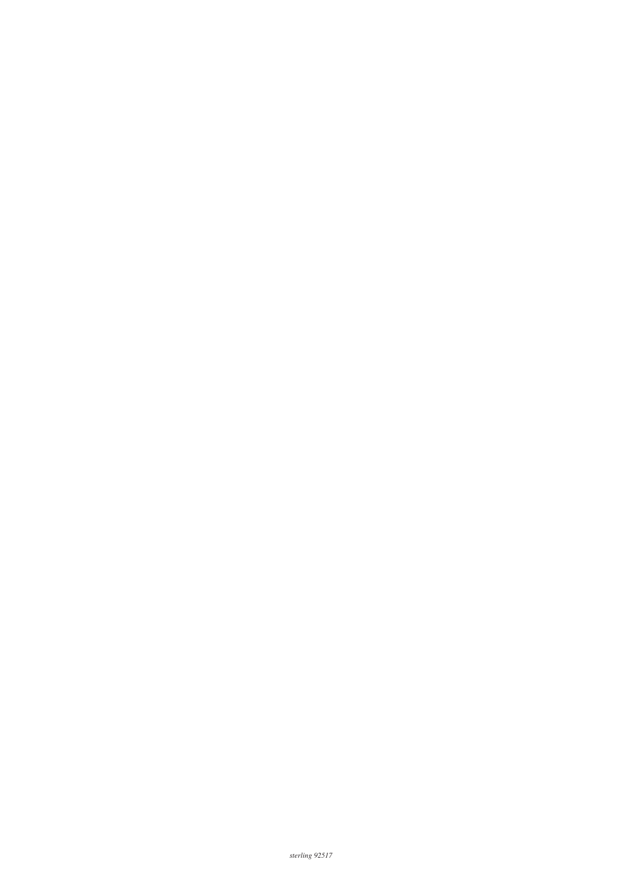*sterling 92517*